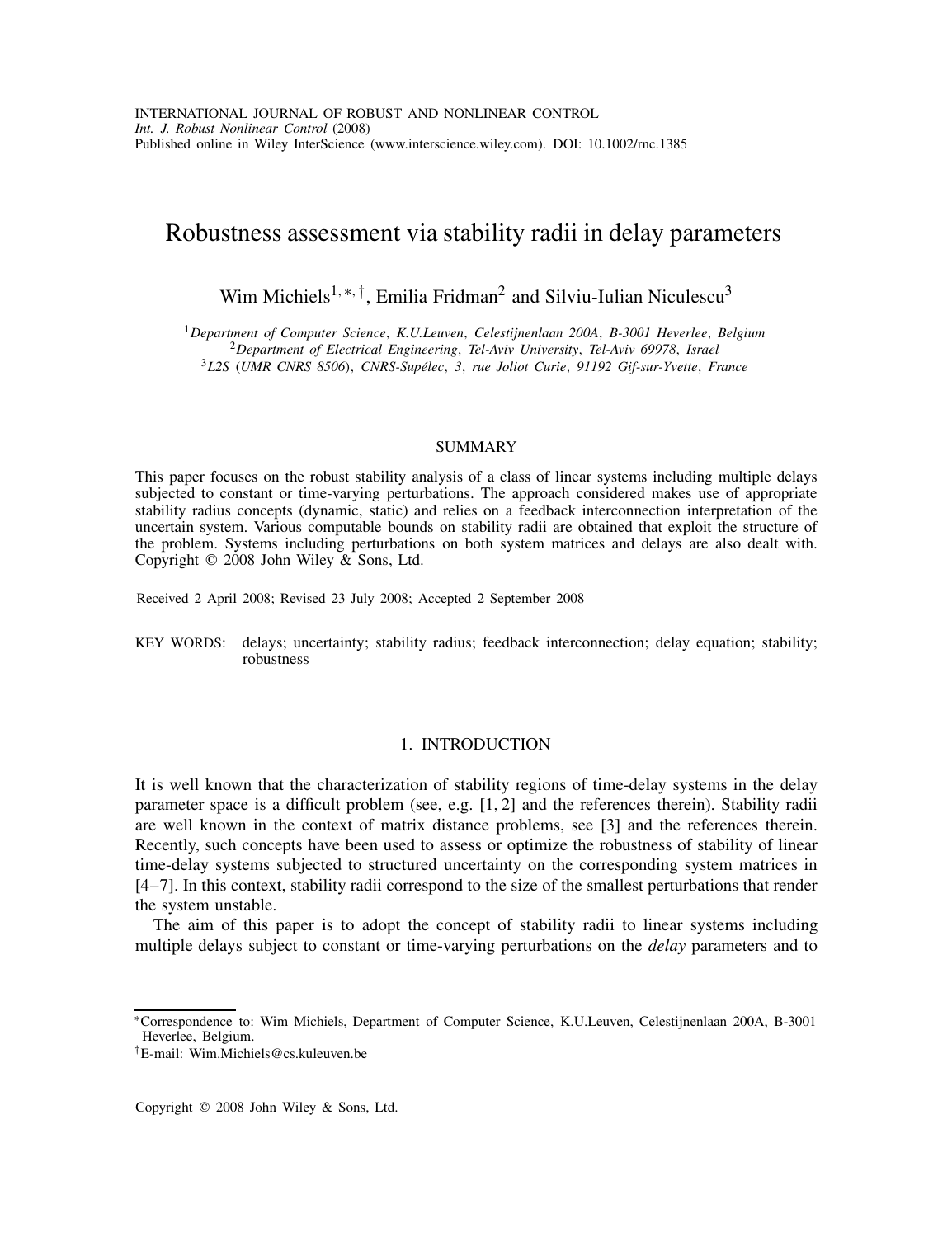# Robustness assessment via stability radii in delay parameters

Wim Michiels[1,*,†], Emilia Fridman[2] and Silviu-Iulian Niculescu[3]

[1] *Department of Computer Science, K.U.Leuven, Celestijnenlaan 200A, B-3001 Heverlee, Belgium*
[2] *Department of Electrical Engineering, Tel-Aviv University, Tel-Aviv 69978, Israel*
[3] *L2S (UMR CNRS 8506), CNRS-Supélec, 3, rue Joliot Curie, 91192 Gif-sur-Yvette, France*

## SUMMARY

This paper focuses on the robust stability analysis of a class of linear systems including multiple delays subjected to constant or time-varying perturbations. The approach considered makes use of appropriate stability radius concepts (dynamic, static) and relies on a feedback interconnection interpretation of the uncertain system. Various computable bounds on stability radii are obtained that exploit the structure of the problem. Systems including perturbations on both system matrices and delays are also dealt with. Copyright © 2008 John Wiley & Sons, Ltd.

Received 2 April 2008; Revised 23 July 2008; Accepted 2 September 2008

KEY WORDS: delays; uncertainty; stability radius; feedback interconnection; delay equation; stability; robustness

## 1. INTRODUCTION

It is well known that the characterization of stability regions of time-delay systems in the delay parameter space is a difficult problem (see, e.g. [1, 2] and the references therein). Stability radii are well known in the context of matrix distance problems, see [3] and the references therein. Recently, such concepts have been used to assess or optimize the robustness of stability of linear time-delay systems subjected to structured uncertainty on the corresponding system matrices in [4–7]. In this context, stability radii correspond to the size of the smallest perturbations that render the system unstable.

The aim of this paper is to adopt the concept of stability radii to linear systems including multiple delays subject to constant or time-varying perturbations on the *delay* parameters and to

*Correspondence to: Wim Michiels, Department of Computer Science, K.U.Leuven, Celestijnenlaan 200A, B-3001 Heverlee, Belgium.

†E-mail: Wim.Michiels@cs.kuleuven.be

Copyright © 2008 John Wiley & Sons, Ltd.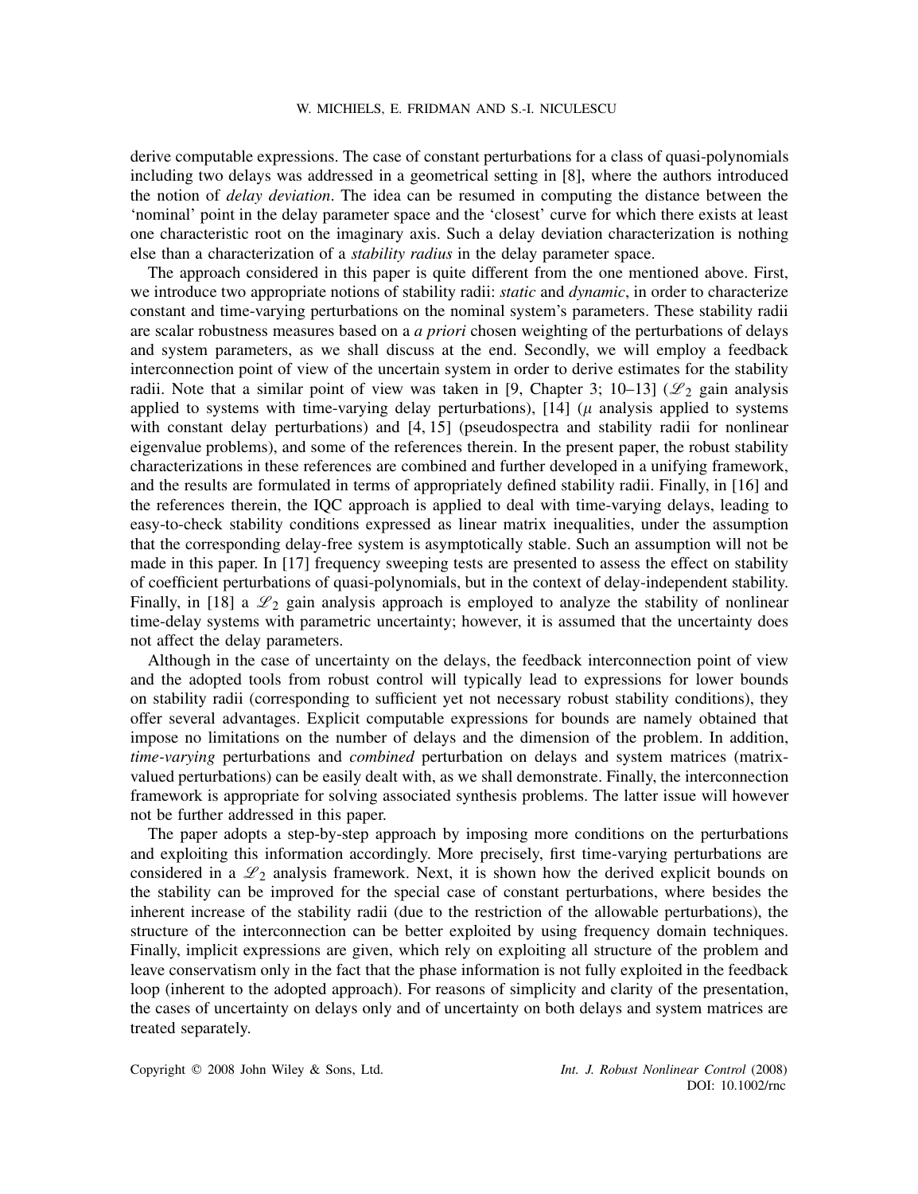derive computable expressions. The case of constant perturbations for a class of quasi-polynomials including two delays was addressed in a geometrical setting in [8], where the authors introduced the notion of *delay deviation*. The idea can be resumed in computing the distance between the 'nominal' point in the delay parameter space and the 'closest' curve for which there exists at least one characteristic root on the imaginary axis. Such a delay deviation characterization is nothing else than a characterization of a *stability radius* in the delay parameter space.

The approach considered in this paper is quite different from the one mentioned above. First, we introduce two appropriate notions of stability radii: *static* and *dynamic*, in order to characterize constant and time-varying perturbations on the nominal system's parameters. These stability radii are scalar robustness measures based on a *a priori* chosen weighting of the perturbations of delays and system parameters, as we shall discuss at the end. Secondly, we will employ a feedback interconnection point of view of the uncertain system in order to derive estimates for the stability radii. Note that a similar point of view was taken in [9, Chapter 3; 10–13] ($\mathscr{L}_2$ gain analysis applied to systems with time-varying delay perturbations), [14] ($\mu$ analysis applied to systems with constant delay perturbations) and [4, 15] (pseudospectra and stability radii for nonlinear eigenvalue problems), and some of the references therein. In the present paper, the robust stability characterizations in these references are combined and further developed in a unifying framework, and the results are formulated in terms of appropriately defined stability radii. Finally, in [16] and the references therein, the IQC approach is applied to deal with time-varying delays, leading to easy-to-check stability conditions expressed as linear matrix inequalities, under the assumption that the corresponding delay-free system is asymptotically stable. Such an assumption will not be made in this paper. In [17] frequency sweeping tests are presented to assess the effect on stability of coefficient perturbations of quasi-polynomials, but in the context of delay-independent stability. Finally, in [18] a $\mathscr{L}_2$ gain analysis approach is employed to analyze the stability of nonlinear time-delay systems with parametric uncertainty; however, it is assumed that the uncertainty does not affect the delay parameters.

Although in the case of uncertainty on the delays, the feedback interconnection point of view and the adopted tools from robust control will typically lead to expressions for lower bounds on stability radii (corresponding to sufficient yet not necessary robust stability conditions), they offer several advantages. Explicit computable expressions for bounds are namely obtained that impose no limitations on the number of delays and the dimension of the problem. In addition, *time-varying* perturbations and *combined* perturbation on delays and system matrices (matrix-valued perturbations) can be easily dealt with, as we shall demonstrate. Finally, the interconnection framework is appropriate for solving associated synthesis problems. The latter issue will however not be further addressed in this paper.

The paper adopts a step-by-step approach by imposing more conditions on the perturbations and exploiting this information accordingly. More precisely, first time-varying perturbations are considered in a $\mathscr{L}_2$ analysis framework. Next, it is shown how the derived explicit bounds on the stability can be improved for the special case of constant perturbations, where besides the inherent increase of the stability radii (due to the restriction of the allowable perturbations), the structure of the interconnection can be better exploited by using frequency domain techniques. Finally, implicit expressions are given, which rely on exploiting all structure of the problem and leave conservatism only in the fact that the phase information is not fully exploited in the feedback loop (inherent to the adopted approach). For reasons of simplicity and clarity of the presentation, the cases of uncertainty on delays only and of uncertainty on both delays and system matrices are treated separately.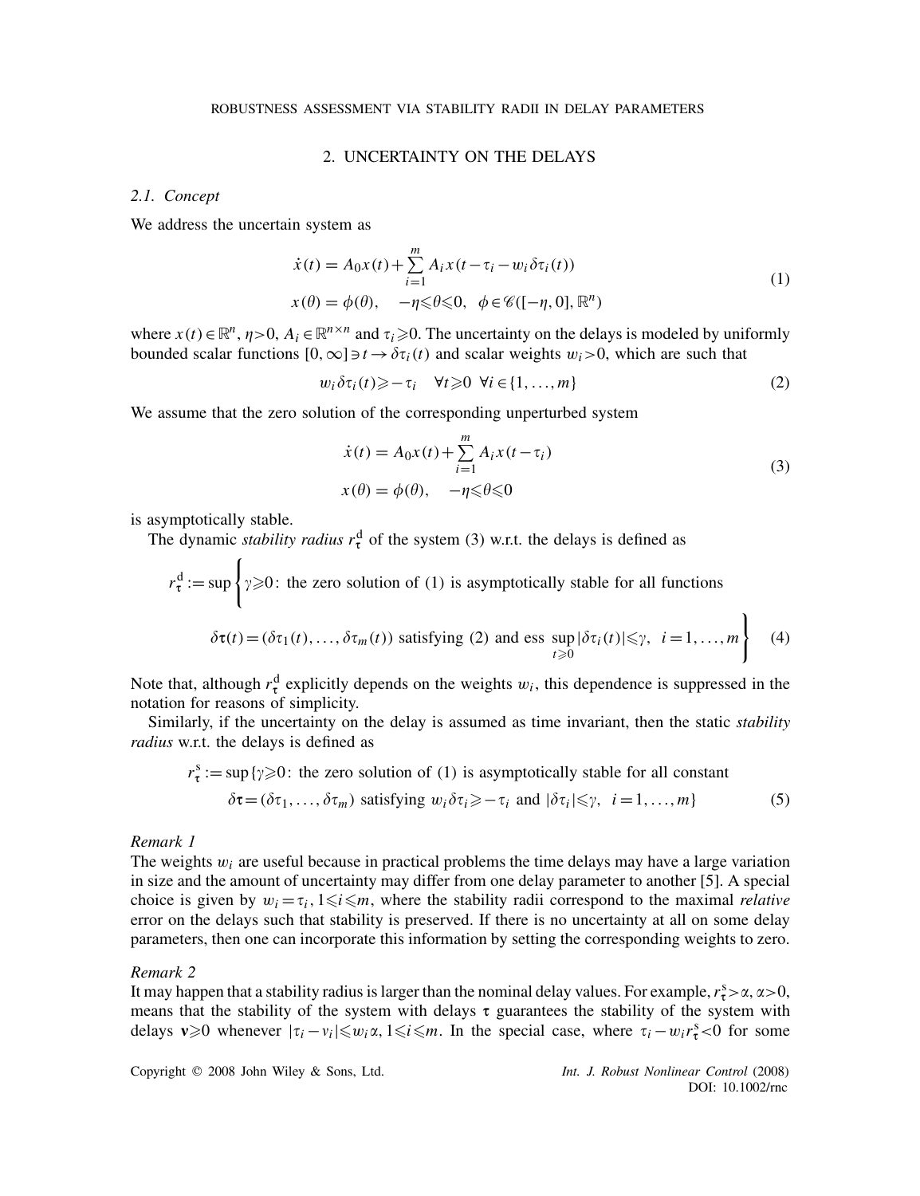## 2. UNCERTAINTY ON THE DELAYS

### 2.1. Concept

We address the uncertain system as

$$
\begin{aligned}
\dot{x}(t) &= A_0 x(t) + \sum_{i=1}^{m} A_i x(t - \tau_i - w_i \delta\tau_i(t)) \\
x(\theta) &= \phi(\theta), \quad -\eta \leqslant \theta \leqslant 0, \quad \phi \in \mathscr{C}([-\eta, 0], \mathbb{R}^n)
\end{aligned}
\tag{1}
$$

where $x(t) \in \mathbb{R}^n$, $\eta > 0$, $A_i \in \mathbb{R}^{n \times n}$ and $\tau_i \geqslant 0$. The uncertainty on the delays is modeled by uniformly bounded scalar functions $[0, \infty] \ni t \to \delta\tau_i(t)$ and scalar weights $w_i > 0$, which are such that

$$
w_i \delta\tau_i(t) \geqslant -\tau_i \quad \forall t \geqslant 0 \;\; \forall i \in \{1, \ldots, m\}
\tag{2}
$$

We assume that the zero solution of the corresponding unperturbed system

$$
\begin{aligned}
\dot{x}(t) &= A_0 x(t) + \sum_{i=1}^{m} A_i x(t - \tau_i) \\
x(\theta) &= \phi(\theta), \quad -\eta \leqslant \theta \leqslant 0
\end{aligned}
\tag{3}
$$

is asymptotically stable.

The dynamic *stability radius* $r_{\boldsymbol{\tau}}^{\mathrm{d}}$ of the system (3) w.r.t. the delays is defined as

$$
r_{\boldsymbol{\tau}}^{\mathrm{d}} := \sup \Big\{ \gamma \geqslant 0 \colon \text{the zero solution of (1) is asymptotically stable for all functions } \delta\boldsymbol{\tau}(t) = (\delta\tau_1(t), \ldots, \delta\tau_m(t)) \text{ satisfying (2) and } \operatorname*{ess\,sup}_{t \geqslant 0} |\delta\tau_i(t)| \leqslant \gamma, \;\; i = 1, \ldots, m \Big\}
\tag{4}
$$

Note that, although $r_{\boldsymbol{\tau}}^{\mathrm{d}}$ explicitly depends on the weights $w_i$, this dependence is suppressed in the notation for reasons of simplicity.

Similarly, if the uncertainty on the delay is assumed as time invariant, then the static *stability radius* w.r.t. the delays is defined as

$$
r_{\boldsymbol{\tau}}^{\mathrm{s}} := \sup \{ \gamma \geqslant 0 \colon \text{the zero solution of (1) is asymptotically stable for all constant } \delta\boldsymbol{\tau} = (\delta\tau_1, \ldots, \delta\tau_m) \text{ satisfying } w_i \delta\tau_i \geqslant -\tau_i \text{ and } |\delta\tau_i| \leqslant \gamma, \;\; i = 1, \ldots, m \}
\tag{5}
$$

*Remark 1*

The weights $w_i$ are useful because in practical problems the time delays may have a large variation in size and the amount of uncertainty may differ from one delay parameter to another [5]. A special choice is given by $w_i = \tau_i$, $1 \leqslant i \leqslant m$, where the stability radii correspond to the maximal *relative* error on the delays such that stability is preserved. If there is no uncertainty at all on some delay parameters, then one can incorporate this information by setting the corresponding weights to zero.

*Remark 2*

It may happen that a stability radius is larger than the nominal delay values. For example, $r_{\boldsymbol{\tau}}^{\mathrm{s}} > \alpha$, $\alpha > 0$, means that the stability of the system with delays $\boldsymbol{\tau}$ guarantees the stability of the system with delays $\mathbf{v} \geqslant 0$ whenever $|\tau_i - v_i| \leqslant w_i \alpha$, $1 \leqslant i \leqslant m$. In the special case, where $\tau_i - w_i r_{\boldsymbol{\tau}}^{\mathrm{s}} < 0$ for some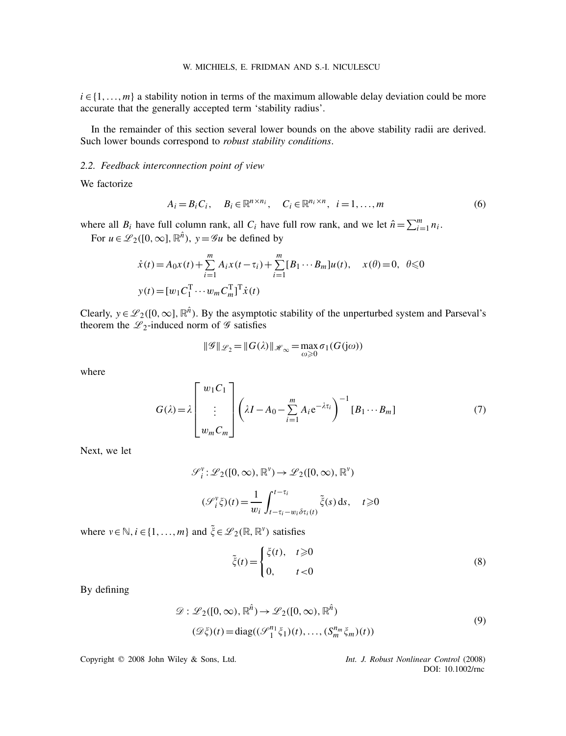$i \in \{1, \ldots, m\}$ a stability notion in terms of the maximum allowable delay deviation could be more accurate that the generally accepted term 'stability radius'.

In the remainder of this section several lower bounds on the above stability radii are derived. Such lower bounds correspond to *robust stability conditions*.

### 2.2. Feedback interconnection point of view

We factorize

$$A_i = B_i C_i, \quad B_i \in \mathbb{R}^{n \times n_i}, \quad C_i \in \mathbb{R}^{n_i \times n}, \quad i = 1, \ldots, m \tag{6}$$

where all $B_i$ have full column rank, all $C_i$ have full row rank, and we let $\hat{n} = \sum_{i=1}^{m} n_i$.

For $u \in \mathscr{L}_2([0,\infty], \mathbb{R}^{\hat{n}})$, $y = \mathscr{G}u$ be defined by

$$\begin{aligned}
\dot{x}(t) &= A_0 x(t) + \sum_{i=1}^{m} A_i x(t-\tau_i) + \sum_{i=1}^{m} [B_1 \cdots B_m] u(t), \quad x(\theta) = 0, \quad \theta \leqslant 0 \\
y(t) &= [w_1 C_1^{\mathrm{T}} \cdots w_m C_m^{\mathrm{T}}]^{\mathrm{T}} \dot{x}(t)
\end{aligned}$$

Clearly, $y \in \mathscr{L}_2([0,\infty], \mathbb{R}^{\hat{n}})$. By the asymptotic stability of the unperturbed system and Parseval's theorem the $\mathscr{L}_2$-induced norm of $\mathscr{G}$ satisfies

$$\|\mathscr{G}\|_{\mathscr{L}_2} = \|G(\lambda)\|_{\mathscr{H}_\infty} = \max_{\omega \geqslant 0} \sigma_1(G(\mathrm{j}\omega))$$

where

$$G(\lambda) = \lambda \begin{bmatrix} w_1 C_1 \\ \vdots \\ w_m C_m \end{bmatrix} \left( \lambda I - A_0 - \sum_{i=1}^{m} A_i \mathrm{e}^{-\lambda \tau_i} \right)^{-1} [B_1 \cdots B_m] \tag{7}$$

Next, we let

$$\mathscr{S}_i^{v} : \mathscr{L}_2([0,\infty), \mathbb{R}^{v}) \rightarrow \mathscr{L}_2([0,\infty), \mathbb{R}^{v})$$

$$(\mathscr{S}_i^{v} \xi)(t) = \frac{1}{w_i} \int_{t-\tau_i - w_i \delta\tau_i(t)}^{t-\tau_i} \tilde{\xi}(s)\, \mathrm{d}s, \quad t \geqslant 0$$

where $v \in \mathbb{N}$, $i \in \{1, \ldots, m\}$ and $\tilde{\xi} \in \mathscr{L}_2(\mathbb{R}, \mathbb{R}^{v})$ satisfies

$$\tilde{\xi}(t) = \begin{cases} \xi(t), & t \geqslant 0 \\ 0, & t < 0 \end{cases} \tag{8}$$

By defining

$$\begin{aligned}
&\mathscr{D} : \mathscr{L}_2([0,\infty), \mathbb{R}^{\hat{n}}) \rightarrow \mathscr{L}_2([0,\infty), \mathbb{R}^{\hat{n}}) \\
&(\mathscr{D}\xi)(t) = \mathrm{diag}((\mathscr{S}_1^{n_1} \xi_1)(t), \ldots, (S_m^{n_m} \xi_m)(t))
\end{aligned} \tag{9}$$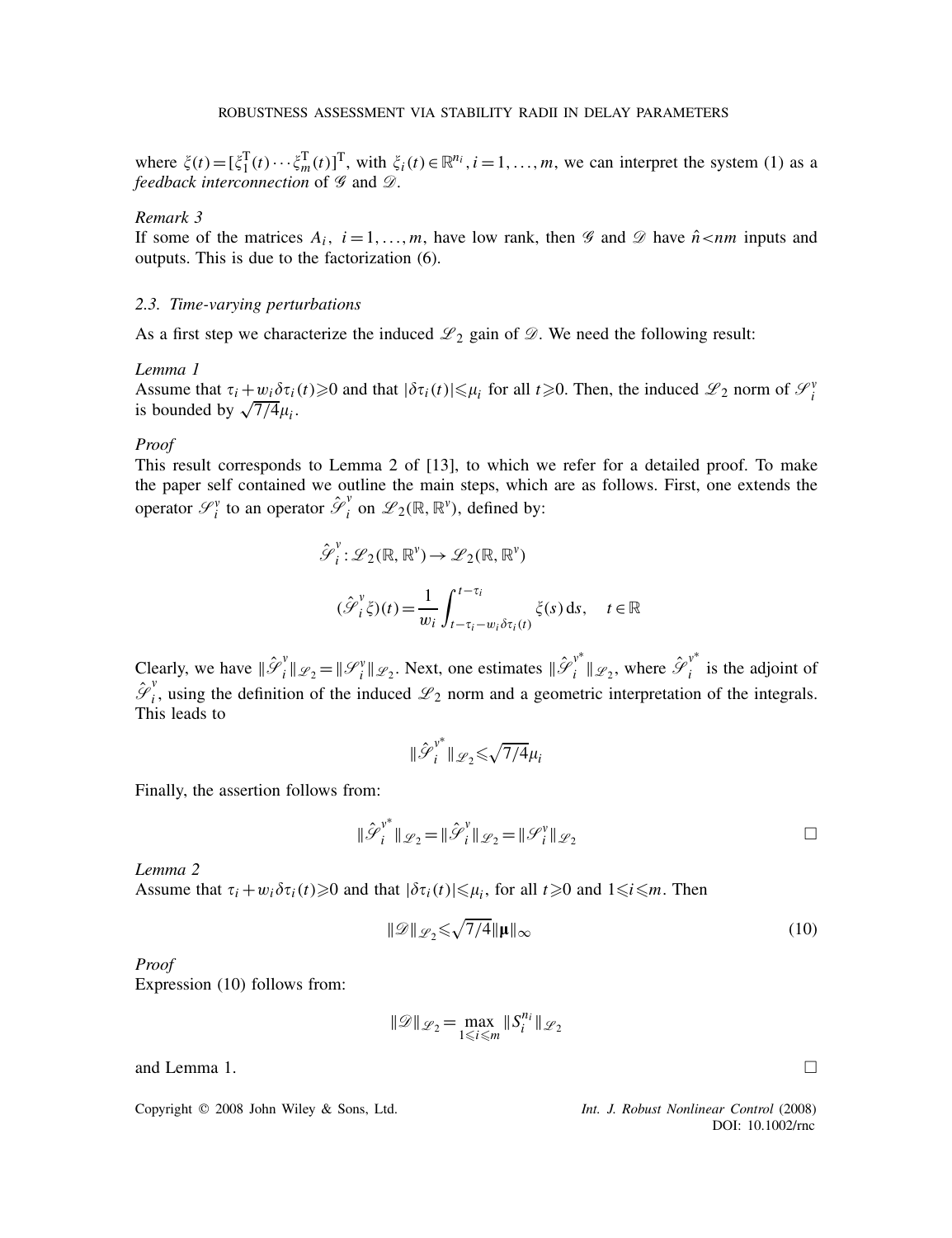where $\xi(t)=[\xi_1^{\mathrm{T}}(t)\cdots\xi_m^{\mathrm{T}}(t)]^{\mathrm{T}}$, with $\xi_i(t)\in\mathbb{R}^{n_i}, i=1,\ldots,m$, we can interpret the system (1) as a *feedback interconnection* of $\mathscr{G}$ and $\mathscr{D}$.

*Remark 3*

If some of the matrices $A_i,\ i=1,\ldots,m$, have low rank, then $\mathscr{G}$ and $\mathscr{D}$ have $\hat{n}<nm$ inputs and outputs. This is due to the factorization (6).

### 2.3. Time-varying perturbations

As a first step we characterize the induced $\mathscr{L}_2$ gain of $\mathscr{D}$. We need the following result:

*Lemma 1*

Assume that $\tau_i+w_i\delta\tau_i(t)\geqslant 0$ and that $|\delta\tau_i(t)|\leqslant\mu_i$ for all $t\geqslant 0$. Then, the induced $\mathscr{L}_2$ norm of $\mathscr{S}_i^{v}$ is bounded by $\sqrt{7/4}\mu_i$.

*Proof*

This result corresponds to Lemma 2 of [13], to which we refer for a detailed proof. To make the paper self contained we outline the main steps, which are as follows. First, one extends the operator $\mathscr{S}_i^{v}$ to an operator $\hat{\mathscr{S}}_i^{v}$ on $\mathscr{L}_2(\mathbb{R},\mathbb{R}^{v})$, defined by:

$$\hat{\mathscr{S}}_i^{v}:\mathscr{L}_2(\mathbb{R},\mathbb{R}^{v})\rightarrow\mathscr{L}_2(\mathbb{R},\mathbb{R}^{v})$$

$$(\hat{\mathscr{S}}_i^{v}\xi)(t)=\frac{1}{w_i}\int_{t-\tau_i-w_i\delta\tau_i(t)}^{t-\tau_i}\xi(s)\,\mathrm{d}s,\quad t\in\mathbb{R}$$

Clearly, we have $\|\hat{\mathscr{S}}_i^{v}\|_{\mathscr{L}_2}=\|\mathscr{S}_i^{v}\|_{\mathscr{L}_2}$. Next, one estimates $\|\hat{\mathscr{S}}_i^{v^*}\|_{\mathscr{L}_2}$, where $\hat{\mathscr{S}}_i^{v^*}$ is the adjoint of $\hat{\mathscr{S}}_i^{v}$, using the definition of the induced $\mathscr{L}_2$ norm and a geometric interpretation of the integrals. This leads to

$$\|\hat{\mathscr{S}}_i^{v^*}\|_{\mathscr{L}_2}\leqslant\sqrt{7/4}\mu_i$$

Finally, the assertion follows from:

$$\|\hat{\mathscr{S}}_i^{v^*}\|_{\mathscr{L}_2}=\|\hat{\mathscr{S}}_i^{v}\|_{\mathscr{L}_2}=\|\mathscr{S}_i^{v}\|_{\mathscr{L}_2}$$

□

*Lemma 2*

Assume that $\tau_i+w_i\delta\tau_i(t)\geqslant 0$ and that $|\delta\tau_i(t)|\leqslant\mu_i$, for all $t\geqslant 0$ and $1\leqslant i\leqslant m$. Then

$$\|\mathscr{D}\|_{\mathscr{L}_2}\leqslant\sqrt{7/4}\|\boldsymbol{\mu}\|_{\infty} \tag{10}$$

*Proof*

Expression (10) follows from:

$$\|\mathscr{D}\|_{\mathscr{L}_2}=\max_{1\leqslant i\leqslant m}\|S_i^{n_i}\|_{\mathscr{L}_2}$$

and Lemma 1. □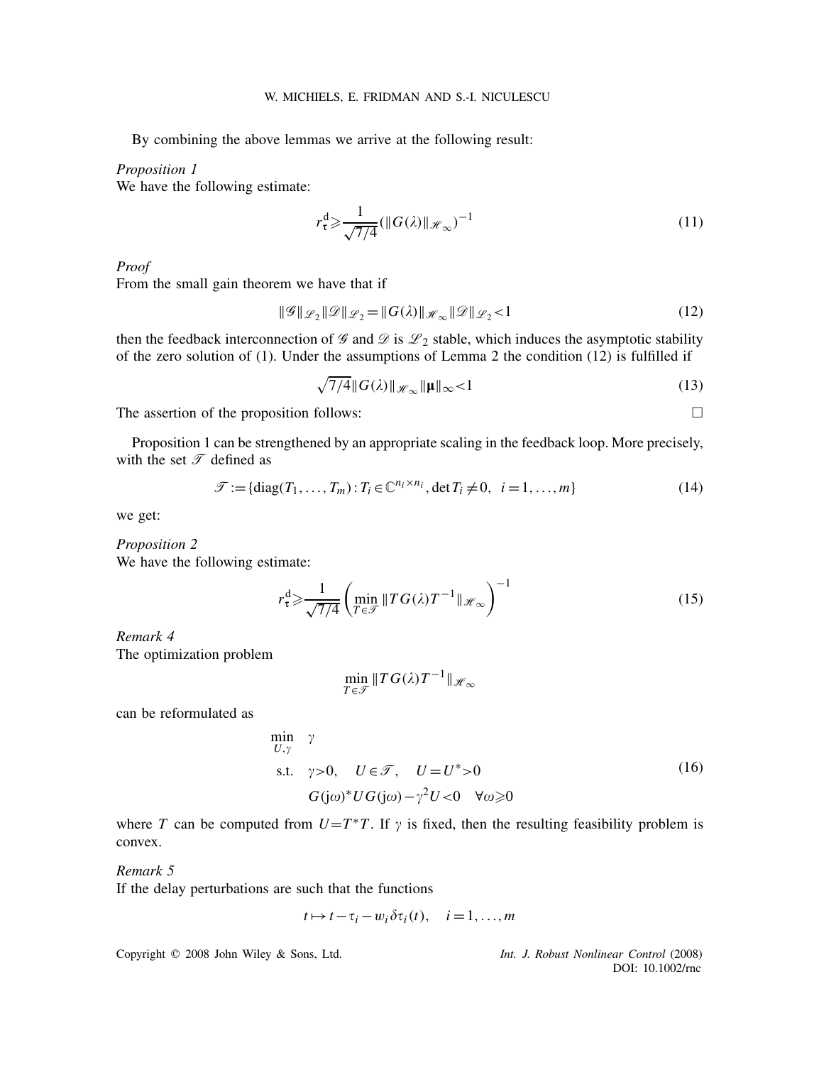By combining the above lemmas we arrive at the following result:

*Proposition 1*

We have the following estimate:

$$r_\tau^{\mathrm{d}} \geqslant \frac{1}{\sqrt{7/4}} (\|G(\lambda)\|_{\mathscr{H}_\infty})^{-1} \tag{11}$$

*Proof*

From the small gain theorem we have that if

$$\|\mathscr{G}\|_{\mathscr{L}_2} \|\mathscr{D}\|_{\mathscr{L}_2} = \|G(\lambda)\|_{\mathscr{H}_\infty} \|\mathscr{D}\|_{\mathscr{L}_2} < 1 \tag{12}$$

then the feedback interconnection of $\mathscr{G}$ and $\mathscr{D}$ is $\mathscr{L}_2$ stable, which induces the asymptotic stability of the zero solution of (1). Under the assumptions of Lemma 2 the condition (12) is fulfilled if

$$\sqrt{7/4} \|G(\lambda)\|_{\mathscr{H}_\infty} \|\boldsymbol{\mu}\|_\infty < 1 \tag{13}$$

The assertion of the proposition follows: $\square$

Proposition 1 can be strengthened by an appropriate scaling in the feedback loop. More precisely, with the set $\mathscr{T}$ defined as

$$\mathscr{T} := \{\mathrm{diag}(T_1, \ldots, T_m) : T_i \in \mathbb{C}^{n_i \times n_i}, \det T_i \neq 0, \quad i = 1, \ldots, m\} \tag{14}$$

we get:

*Proposition 2*

We have the following estimate:

$$r_\tau^{\mathrm{d}} \geqslant \frac{1}{\sqrt{7/4}} \left( \min_{T \in \mathscr{T}} \|T G(\lambda) T^{-1}\|_{\mathscr{H}_\infty} \right)^{-1} \tag{15}$$

*Remark 4*

The optimization problem

$$\min_{T \in \mathscr{T}} \|T G(\lambda) T^{-1}\|_{\mathscr{H}_\infty}$$

can be reformulated as

$$\begin{aligned} \min_{U, \gamma} \quad & \gamma \\ \text{s.t.} \quad & \gamma > 0, \quad U \in \mathscr{T}, \quad U = U^* > 0 \\ & G(\mathrm{j}\omega)^* U G(\mathrm{j}\omega) - \gamma^2 U < 0 \quad \forall \omega \geqslant 0 \end{aligned} \tag{16}$$

where $T$ can be computed from $U = T^* T$. If $\gamma$ is fixed, then the resulting feasibility problem is convex.

*Remark 5*

If the delay perturbations are such that the functions

$$t \mapsto t - \tau_i - w_i \delta\tau_i(t), \quad i = 1, \ldots, m$$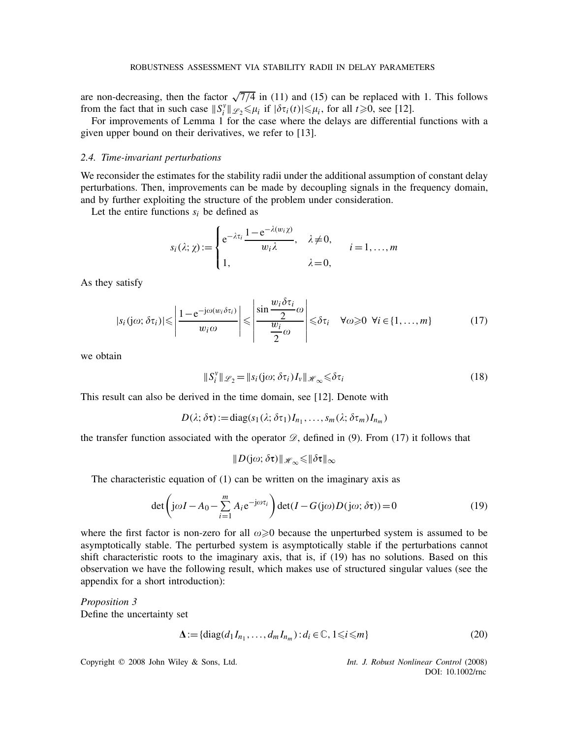are non-decreasing, then the factor $\sqrt{7/4}$ in (11) and (15) can be replaced with 1. This follows from the fact that in such case $\|S_i^v\|_{\mathscr{L}_2} \leqslant \mu_i$ if $|\delta\tau_i(t)| \leqslant \mu_i$, for all $t \geqslant 0$, see [12].

For improvements of Lemma 1 for the case where the delays are differential functions with a given upper bound on their derivatives, we refer to [13].

### 2.4. Time-invariant perturbations

We reconsider the estimates for the stability radii under the additional assumption of constant delay perturbations. Then, improvements can be made by decoupling signals in the frequency domain, and by further exploiting the structure of the problem under consideration.

Let the entire functions $s_i$ be defined as

$$s_i(\lambda; \chi) := \begin{cases} e^{-\lambda\tau_i} \dfrac{1 - e^{-\lambda(w_i \chi)}}{w_i \lambda}, & \lambda \neq 0, \\ 1, & \lambda = 0, \end{cases} \qquad i = 1, \ldots, m$$

As they satisfy

$$|s_i(j\omega; \delta\tau_i)| \leqslant \left| \frac{1 - e^{-j\omega(w_i \delta\tau_i)}}{w_i \omega} \right| \leqslant \left| \frac{\sin \dfrac{w_i \delta\tau_i}{2} \omega}{\dfrac{w_i}{2} \omega} \right| \leqslant \delta\tau_i \quad \forall \omega \geqslant 0 \;\; \forall i \in \{1, \ldots, m\} \tag{17}$$

we obtain

$$\|S_i^v\|_{\mathscr{L}_2} = \|s_i(j\omega; \delta\tau_i) I_v\|_{\mathscr{H}_\infty} \leqslant \delta\tau_i \tag{18}$$

This result can also be derived in the time domain, see [12]. Denote with

$$D(\lambda; \delta\boldsymbol{\tau}) := \mathrm{diag}(s_1(\lambda; \delta\tau_1) I_{n_1}, \ldots, s_m(\lambda; \delta\tau_m) I_{n_m})$$

the transfer function associated with the operator $\mathscr{D}$, defined in (9). From (17) it follows that

$$\|D(j\omega; \delta\boldsymbol{\tau})\|_{\mathscr{H}_\infty} \leqslant \|\delta\boldsymbol{\tau}\|_\infty$$

The characteristic equation of (1) can be written on the imaginary axis as

$$\det\left( j\omega I - A_0 - \sum_{i=1}^{m} A_i e^{-j\omega\tau_i} \right) \det(I - G(j\omega) D(j\omega; \delta\boldsymbol{\tau})) = 0 \tag{19}$$

where the first factor is non-zero for all $\omega \geqslant 0$ because the unperturbed system is assumed to be asymptotically stable. The perturbed system is asymptotically stable if the perturbations cannot shift characteristic roots to the imaginary axis, that is, if (19) has no solutions. Based on this observation we have the following result, which makes use of structured singular values (see the appendix for a short introduction):

*Proposition 3*
Define the uncertainty set

$$\boldsymbol{\Delta} := \{\mathrm{diag}(d_1 I_{n_1}, \ldots, d_m I_{n_m}) : d_i \in \mathbb{C}, 1 \leqslant i \leqslant m\} \tag{20}$$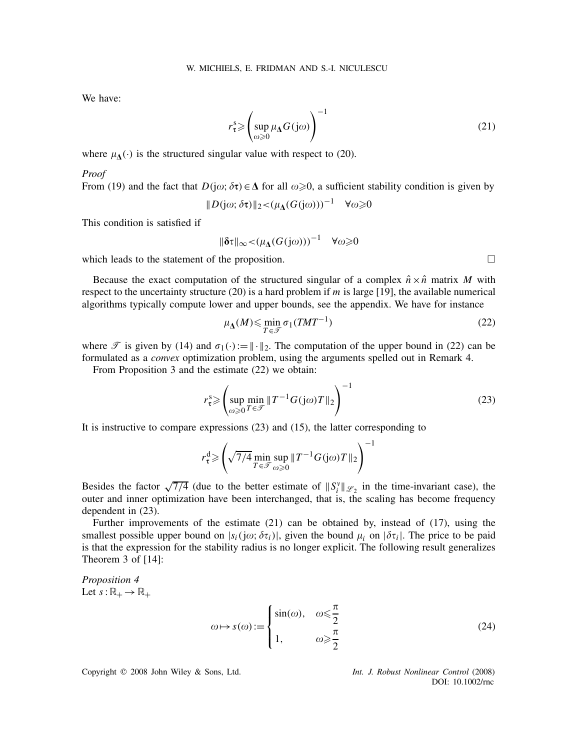We have:

$$
r_{\boldsymbol{\tau}}^{\mathrm{s}} \geqslant \left( \sup_{\omega \geqslant 0} \mu_{\boldsymbol{\Delta}} G(\mathrm{j}\omega) \right)^{-1} \tag{21}
$$

where $\mu_{\boldsymbol{\Delta}}(\cdot)$ is the structured singular value with respect to (20).

*Proof*

From (19) and the fact that $D(\mathrm{j}\omega; \delta\boldsymbol{\tau}) \in \boldsymbol{\Delta}$ for all $\omega \geqslant 0$, a sufficient stability condition is given by

$$
\|D(\mathrm{j}\omega; \delta\boldsymbol{\tau})\|_2 < (\mu_{\boldsymbol{\Delta}}(G(\mathrm{j}\omega)))^{-1} \quad \forall \omega \geqslant 0
$$

This condition is satisfied if

$$
\|\delta\boldsymbol{\tau}\|_\infty < (\mu_{\boldsymbol{\Delta}}(G(\mathrm{j}\omega)))^{-1} \quad \forall \omega \geqslant 0
$$

which leads to the statement of the proposition. $\square$

Because the exact computation of the structured singular of a complex $\hat{n} \times \hat{n}$ matrix $M$ with respect to the uncertainty structure (20) is a hard problem if $m$ is large [19], the available numerical algorithms typically compute lower and upper bounds, see the appendix. We have for instance

$$
\mu_{\boldsymbol{\Delta}}(M) \leqslant \min_{T \in \mathscr{T}} \sigma_1(TMT^{-1}) \tag{22}
$$

where $\mathscr{T}$ is given by (14) and $\sigma_1(\cdot) := \|\cdot\|_2$. The computation of the upper bound in (22) can be formulated as a *convex* optimization problem, using the arguments spelled out in Remark 4.

From Proposition 3 and the estimate (22) we obtain:

$$
r_{\boldsymbol{\tau}}^{\mathrm{s}} \geqslant \left( \sup_{\omega \geqslant 0} \min_{T \in \mathscr{T}} \|T^{-1} G(\mathrm{j}\omega) T\|_2 \right)^{-1} \tag{23}
$$

It is instructive to compare expressions (23) and (15), the latter corresponding to

$$
r_{\boldsymbol{\tau}}^{\mathrm{d}} \geqslant \left( \sqrt{7/4} \min_{T \in \mathscr{T}} \sup_{\omega \geqslant 0} \|T^{-1} G(\mathrm{j}\omega) T\|_2 \right)^{-1}
$$

Besides the factor $\sqrt{7/4}$ (due to the better estimate of $\|S_i^y\|_{\mathscr{L}_2}$ in the time-invariant case), the outer and inner optimization have been interchanged, that is, the scaling has become frequency dependent in (23).

Further improvements of the estimate (21) can be obtained by, instead of (17), using the smallest possible upper bound on $|s_i(\mathrm{j}\omega; \delta\tau_i)|$, given the bound $\mu_i$ on $|\delta\tau_i|$. The price to be paid is that the expression for the stability radius is no longer explicit. The following result generalizes Theorem 3 of [14]:

*Proposition 4*

Let $s : \mathbb{R}_+ \to \mathbb{R}_+$

$$
\omega \mapsto s(\omega) := \begin{cases} \sin(\omega), & \omega \leqslant \dfrac{\pi}{2} \\[2mm] 1, & \omega \geqslant \dfrac{\pi}{2} \end{cases} \tag{24}
$$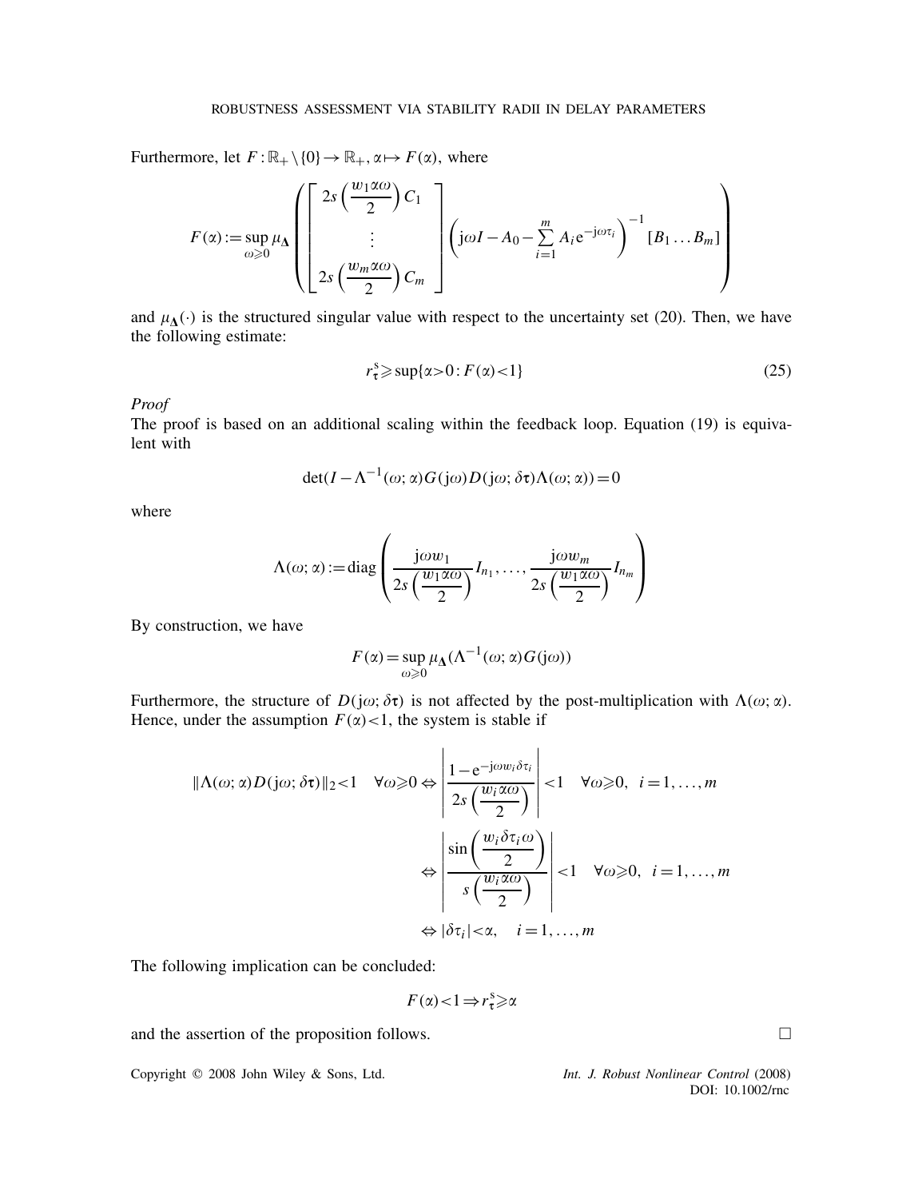Furthermore, let $F:\mathbb{R}_+\setminus\{0\}\to\mathbb{R}_+, \alpha\mapsto F(\alpha)$, where

$$
F(\alpha):=\sup_{\omega\geqslant 0}\mu_{\boldsymbol{\Delta}}\left(\begin{bmatrix} 2s\left(\dfrac{w_1\alpha\omega}{2}\right)C_1 \\ \vdots \\ 2s\left(\dfrac{w_m\alpha\omega}{2}\right)C_m \end{bmatrix}\left(\mathrm{j}\omega I - A_0 - \sum_{i=1}^{m} A_i \mathrm{e}^{-\mathrm{j}\omega\tau_i}\right)^{-1}[B_1\ldots B_m]\right)
$$

and $\mu_{\boldsymbol{\Delta}}(\cdot)$ is the structured singular value with respect to the uncertainty set (20). Then, we have the following estimate:

$$
r_{\boldsymbol{\tau}}^{\mathrm{s}}\geqslant \sup\{\alpha>0: F(\alpha)<1\} \tag{25}
$$

*Proof*

The proof is based on an additional scaling within the feedback loop. Equation (19) is equivalent with

$$
\det(I-\Lambda^{-1}(\omega;\alpha)G(\mathrm{j}\omega)D(\mathrm{j}\omega;\delta\boldsymbol{\tau})\Lambda(\omega;\alpha))=0
$$

where

$$
\Lambda(\omega;\alpha):=\operatorname{diag}\left(\frac{\mathrm{j}\omega w_1}{2s\left(\dfrac{w_1\alpha\omega}{2}\right)}I_{n_1},\ldots,\frac{\mathrm{j}\omega w_m}{2s\left(\dfrac{w_1\alpha\omega}{2}\right)}I_{n_m}\right)
$$

By construction, we have

$$
F(\alpha)=\sup_{\omega\geqslant 0}\mu_{\boldsymbol{\Delta}}(\Lambda^{-1}(\omega;\alpha)G(\mathrm{j}\omega))
$$

Furthermore, the structure of $D(\mathrm{j}\omega;\delta\boldsymbol{\tau})$ is not affected by the post-multiplication with $\Lambda(\omega;\alpha)$. Hence, under the assumption $F(\alpha)<1$, the system is stable if

$$
\begin{aligned}
\|\Lambda(\omega;\alpha)D(\mathrm{j}\omega;\delta\boldsymbol{\tau})\|_2<1 \quad \forall\omega\geqslant 0 &\Leftrightarrow \left|\frac{1-\mathrm{e}^{-\mathrm{j}\omega w_i\delta\tau_i}}{2s\left(\dfrac{w_i\alpha\omega}{2}\right)}\right|<1 \quad \forall\omega\geqslant 0,\ \ i=1,\ldots,m \\
&\Leftrightarrow \left|\frac{\sin\left(\dfrac{w_i\delta\tau_i\omega}{2}\right)}{s\left(\dfrac{w_i\alpha\omega}{2}\right)}\right|<1 \quad \forall\omega\geqslant 0,\ \ i=1,\ldots,m \\
&\Leftrightarrow |\delta\tau_i|<\alpha, \quad i=1,\ldots,m
\end{aligned}
$$

The following implication can be concluded:

$$
F(\alpha)<1\Rightarrow r_{\boldsymbol{\tau}}^{\mathrm{s}}\geqslant\alpha
$$

and the assertion of the proposition follows. $\square$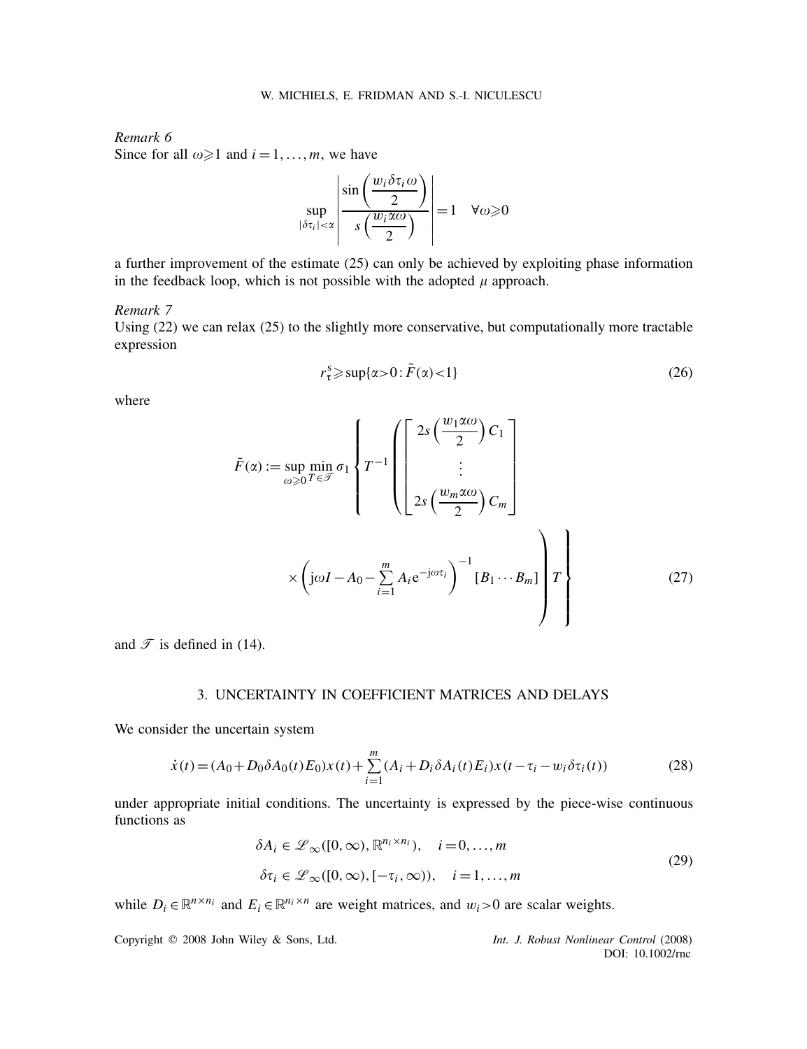*Remark 6*
Since for all $\omega \geqslant 1$ and $i = 1, \ldots, m$, we have

$$\sup_{|\delta\tau_i| < \alpha} \left| \frac{\sin\left(\dfrac{w_i \delta\tau_i \omega}{2}\right)}{s\left(\dfrac{w_i \alpha \omega}{2}\right)} \right| = 1 \quad \forall \omega \geqslant 0$$

a further improvement of the estimate (25) can only be achieved by exploiting phase information in the feedback loop, which is not possible with the adopted $\mu$ approach.

*Remark 7*
Using (22) we can relax (25) to the slightly more conservative, but computationally more tractable expression

$$r_{\tau}^{s} \geqslant \sup\{\alpha > 0 : \tilde{F}(\alpha) < 1\} \tag{26}$$

where

$$\tilde{F}(\alpha) := \sup_{\omega \geqslant 0} \min_{T \in \mathscr{T}} \sigma_1 \left\{ T^{-1} \left( \begin{bmatrix} 2s\left(\dfrac{w_1 \alpha \omega}{2}\right) C_1 \\ \vdots \\ 2s\left(\dfrac{w_m \alpha \omega}{2}\right) C_m \end{bmatrix} \times \left( \mathrm{j}\omega I - A_0 - \sum_{i=1}^{m} A_i \mathrm{e}^{-\mathrm{j}\omega\tau_i} \right)^{-1} [B_1 \cdots B_m] \right) T \right\} \tag{27}$$

and $\mathscr{T}$ is defined in (14).

## 3. UNCERTAINTY IN COEFFICIENT MATRICES AND DELAYS

We consider the uncertain system

$$\dot{x}(t) = (A_0 + D_0 \delta A_0(t) E_0) x(t) + \sum_{i=1}^{m} (A_i + D_i \delta A_i(t) E_i) x(t - \tau_i - w_i \delta\tau_i(t)) \tag{28}$$

under appropriate initial conditions. The uncertainty is expressed by the piece-wise continuous functions as

$$\begin{aligned} \delta A_i &\in \mathscr{L}_{\infty}([0, \infty), \mathbb{R}^{n_i \times n_i}), \quad i = 0, \ldots, m \\ \delta\tau_i &\in \mathscr{L}_{\infty}([0, \infty), [-\tau_i, \infty)), \quad i = 1, \ldots, m \end{aligned} \tag{29}$$

while $D_i \in \mathbb{R}^{n \times n_i}$ and $E_i \in \mathbb{R}^{n_i \times n}$ are weight matrices, and $w_i > 0$ are scalar weights.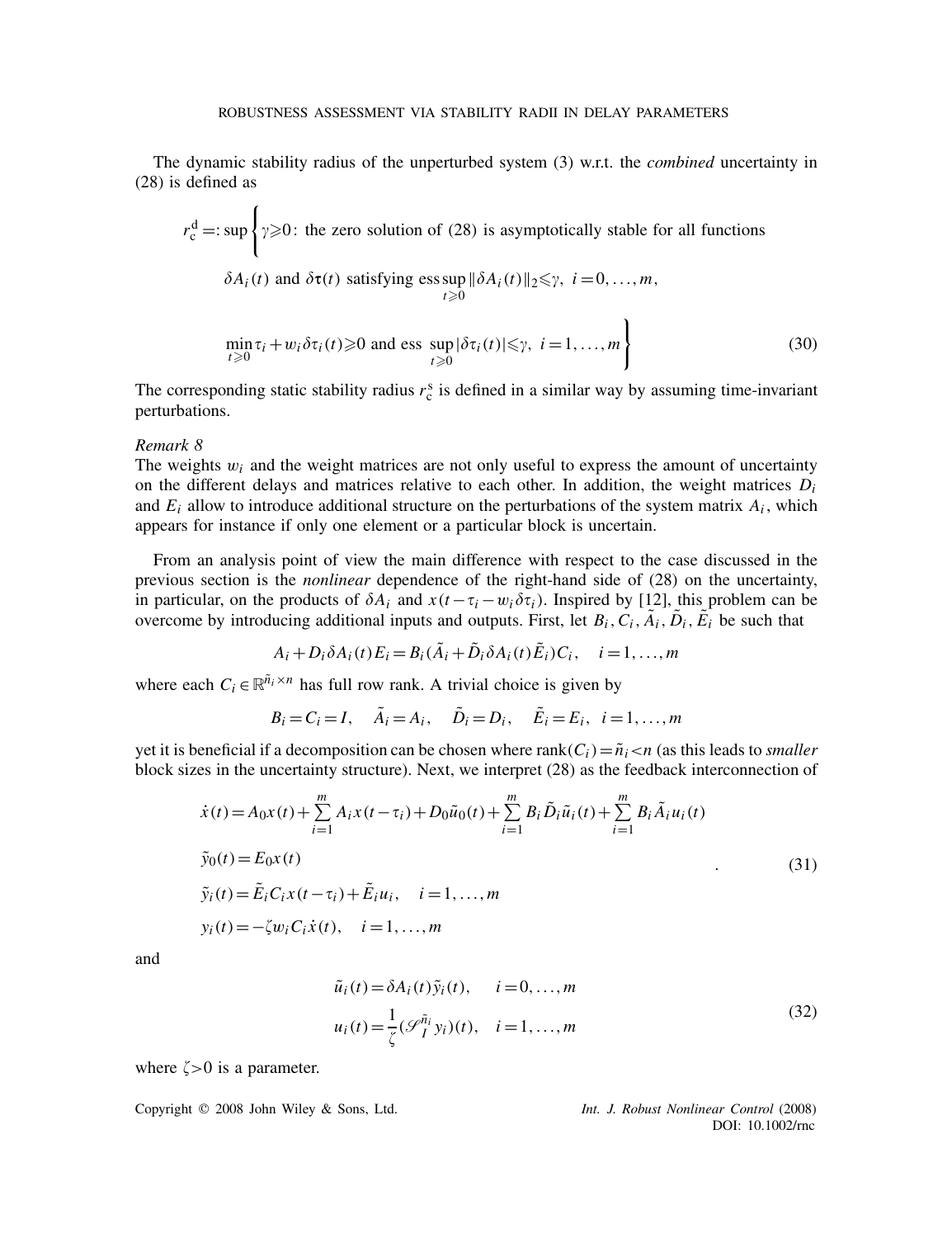The dynamic stability radius of the unperturbed system (3) w.r.t. the *combined* uncertainty in (28) is defined as

$$
\begin{aligned}
r_{\mathrm{c}}^{\mathrm{d}} =: \sup \Bigg\{ & \gamma \geqslant 0 \colon \text{ the zero solution of (28) is asymptotically stable for all functions} \\
& \delta A_i(t) \text{ and } \delta\boldsymbol{\tau}(t) \text{ satisfying } \operatorname*{ess\,sup}_{t\geqslant 0} \|\delta A_i(t)\|_2 \leqslant \gamma,\ i=0,\ldots,m, \\
& \min_{t\geqslant 0} \tau_i + w_i \delta\tau_i(t) \geqslant 0 \text{ and ess } \sup_{t\geqslant 0} |\delta\tau_i(t)| \leqslant \gamma,\ i=1,\ldots,m \Bigg\}
\end{aligned} \tag{30}
$$

The corresponding static stability radius $r_{\mathrm{c}}^{\mathrm{s}}$ is defined in a similar way by assuming time-invariant perturbations.

*Remark 8*

The weights $w_i$ and the weight matrices are not only useful to express the amount of uncertainty on the different delays and matrices relative to each other. In addition, the weight matrices $D_i$ and $E_i$ allow to introduce additional structure on the perturbations of the system matrix $A_i$, which appears for instance if only one element or a particular block is uncertain.

From an analysis point of view the main difference with respect to the case discussed in the previous section is the *nonlinear* dependence of the right-hand side of (28) on the uncertainty, in particular, on the products of $\delta A_i$ and $x(t-\tau_i - w_i\delta\tau_i)$. Inspired by [12], this problem can be overcome by introducing additional inputs and outputs. First, let $B_i, C_i, \tilde{A}_i, \tilde{D}_i, \tilde{E}_i$ be such that

$$
A_i + D_i \delta A_i(t) E_i = B_i(\tilde{A}_i + \tilde{D}_i \delta A_i(t) \tilde{E}_i) C_i, \quad i=1,\ldots,m
$$

where each $C_i \in \mathbb{R}^{\tilde{n}_i \times n}$ has full row rank. A trivial choice is given by

$$
B_i = C_i = I, \quad \tilde{A}_i = A_i, \quad \tilde{D}_i = D_i, \quad \tilde{E}_i = E_i, \quad i=1,\ldots,m
$$

yet it is beneficial if a decomposition can be chosen where $\operatorname{rank}(C_i) = \tilde{n}_i < n$ (as this leads to *smaller* block sizes in the uncertainty structure). Next, we interpret (28) as the feedback interconnection of

$$
\begin{aligned}
\dot{x}(t) &= A_0 x(t) + \sum_{i=1}^{m} A_i x(t-\tau_i) + D_0 \tilde{u}_0(t) + \sum_{i=1}^{m} B_i \tilde{D}_i \tilde{u}_i(t) + \sum_{i=1}^{m} B_i \tilde{A}_i u_i(t) \\
\tilde{y}_0(t) &= E_0 x(t) \\
\tilde{y}_i(t) &= \tilde{E}_i C_i x(t-\tau_i) + \tilde{E}_i u_i, \quad i=1,\ldots,m \\
y_i(t) &= -\zeta w_i C_i \dot{x}(t), \quad i=1,\ldots,m
\end{aligned} \tag{31}
$$

and

$$
\begin{aligned}
\tilde{u}_i(t) &= \delta A_i(t) \tilde{y}_i(t), \quad i=0,\ldots,m \\
u_i(t) &= \frac{1}{\zeta} (\mathscr{S}_I^{\tilde{n}_i} y_i)(t), \quad i=1,\ldots,m
\end{aligned} \tag{32}
$$

where $\zeta > 0$ is a parameter.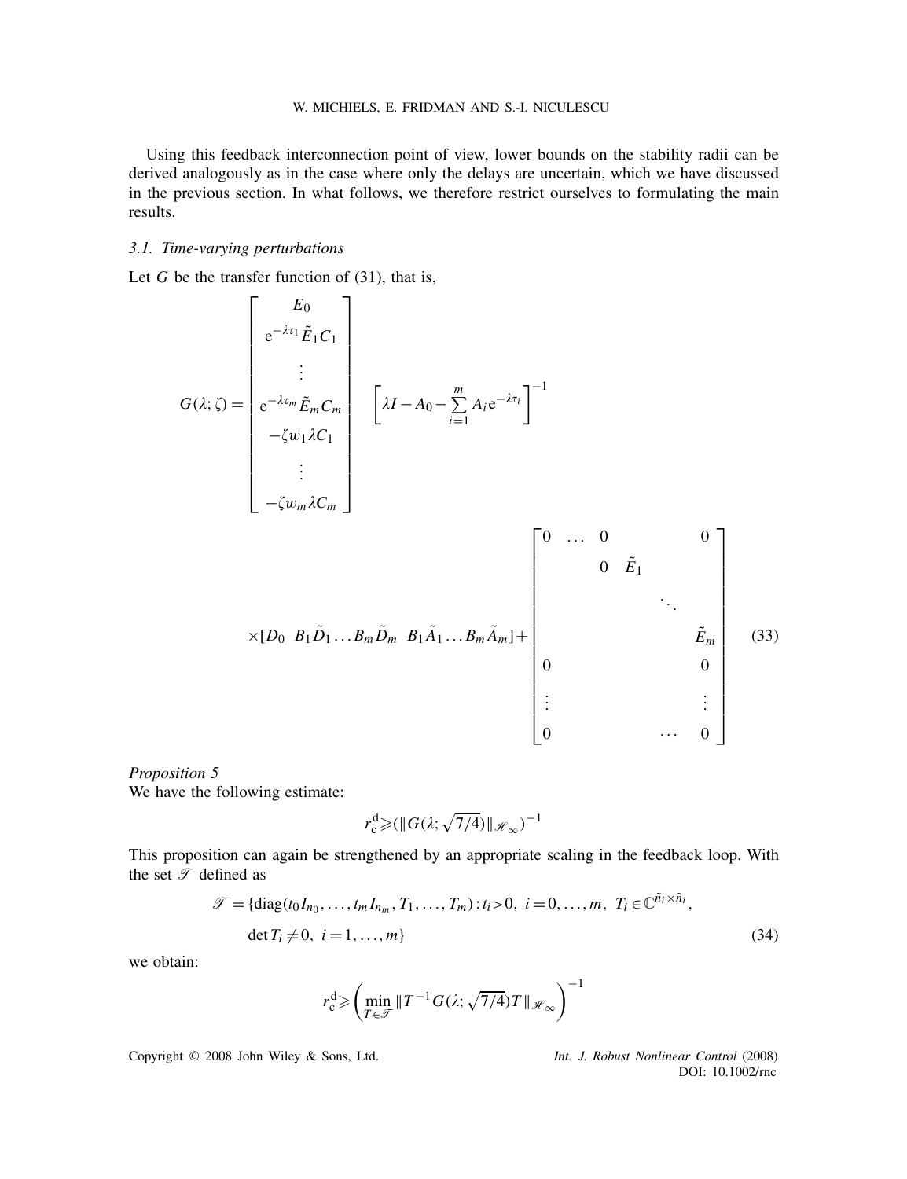Using this feedback interconnection point of view, lower bounds on the stability radii can be derived analogously as in the case where only the delays are uncertain, which we have discussed in the previous section. In what follows, we therefore restrict ourselves to formulating the main results.

### 3.1. Time-varying perturbations

Let $G$ be the transfer function of (31), that is,

$$
G(\lambda;\zeta)=\begin{bmatrix} E_0 \\ e^{-\lambda\tau_1}\tilde{E}_1 C_1 \\ \vdots \\ e^{-\lambda\tau_m}\tilde{E}_m C_m \\ -\zeta w_1 \lambda C_1 \\ \vdots \\ -\zeta w_m \lambda C_m \end{bmatrix} \left[\lambda I - A_0 - \sum_{i=1}^{m} A_i e^{-\lambda\tau_i}\right]^{-1}
$$

$$
\times [D_0 \;\; B_1\tilde{D}_1 \ldots B_m\tilde{D}_m \;\; B_1\tilde{A}_1 \ldots B_m\tilde{A}_m] + \begin{bmatrix} 0 & \ldots & 0 & & & 0 \\ & & 0 & \tilde{E}_1 & & \\ & & & & \ddots & \\ & & & & & \tilde{E}_m \\ 0 & & & & & 0 \\ \vdots & & & & & \vdots \\ 0 & & & & \cdots & 0 \end{bmatrix} \tag{33}
$$

*Proposition 5*

We have the following estimate:

$$
r_{\mathrm{c}}^{\mathrm{d}} \geqslant (\|G(\lambda;\sqrt{7/4})\|_{\mathscr{H}_\infty})^{-1}
$$

This proposition can again be strengthened by an appropriate scaling in the feedback loop. With the set $\mathscr{T}$ defined as

$$
\begin{aligned}
\mathscr{T} = \{&\mathrm{diag}(t_0 I_{n_0}, \ldots, t_m I_{n_m}, T_1, \ldots, T_m) : t_i > 0,\ i=0,\ldots,m,\ T_i \in \mathbb{C}^{\tilde{n}_i \times \tilde{n}_i}, \\
&\det T_i \neq 0,\ i=1,\ldots,m\}
\end{aligned} \tag{34}
$$

we obtain:

$$
r_{\mathrm{c}}^{\mathrm{d}} \geqslant \left( \min_{T\in\mathscr{T}} \|T^{-1} G(\lambda;\sqrt{7/4}) T\|_{\mathscr{H}_\infty} \right)^{-1}
$$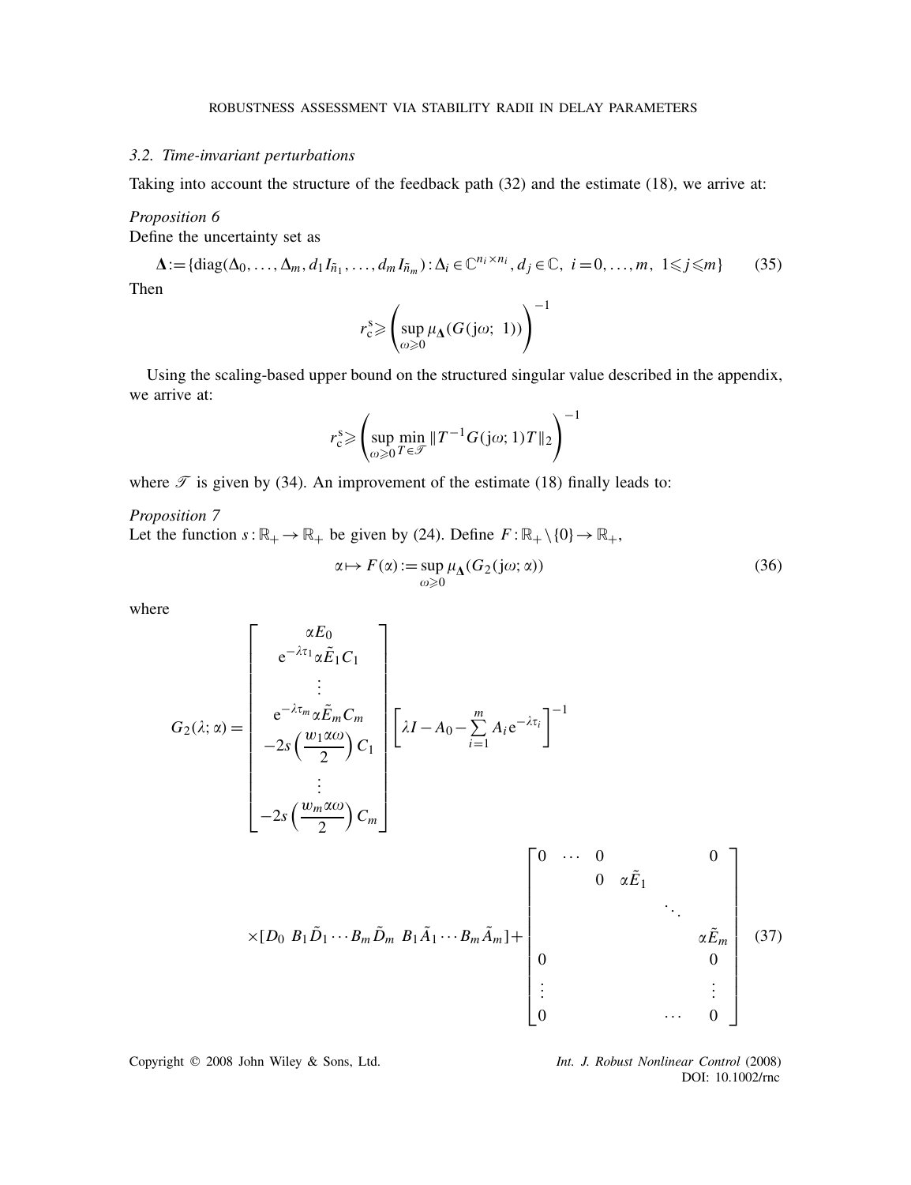### 3.2. Time-invariant perturbations

Taking into account the structure of the feedback path (32) and the estimate (18), we arrive at:

*Proposition 6*
Define the uncertainty set as

$$\mathbf{\Delta} := \{\mathrm{diag}(\Delta_0, \ldots, \Delta_m, d_1 I_{\tilde{n}_1}, \ldots, d_m I_{\tilde{n}_m}) : \Delta_i \in \mathbb{C}^{n_i \times n_i}, d_j \in \mathbb{C},\ i = 0, \ldots, m,\ 1 \leqslant j \leqslant m\} \tag{35}$$

Then

$$r_{\mathrm{c}}^{\mathrm{s}} \geqslant \left( \sup_{\omega \geqslant 0} \mu_{\mathbf{\Delta}}(G(\mathrm{j}\omega;\ 1)) \right)^{-1}$$

Using the scaling-based upper bound on the structured singular value described in the appendix, we arrive at:

$$r_{\mathrm{c}}^{\mathrm{s}} \geqslant \left( \sup_{\omega \geqslant 0} \min_{T \in \mathscr{T}} \|T^{-1} G(\mathrm{j}\omega; 1) T\|_2 \right)^{-1}$$

where $\mathscr{T}$ is given by (34). An improvement of the estimate (18) finally leads to:

*Proposition 7*
Let the function $s : \mathbb{R}_+ \to \mathbb{R}_+$ be given by (24). Define $F : \mathbb{R}_+ \setminus \{0\} \to \mathbb{R}_+$,

$$\alpha \mapsto F(\alpha) := \sup_{\omega \geqslant 0} \mu_{\mathbf{\Delta}}(G_2(\mathrm{j}\omega; \alpha)) \tag{36}$$

where

$$G_2(\lambda; \alpha) = \begin{bmatrix} \alpha E_0 \\ \mathrm{e}^{-\lambda \tau_1} \alpha \tilde{E}_1 C_1 \\ \vdots \\ \mathrm{e}^{-\lambda \tau_m} \alpha \tilde{E}_m C_m \\ -2s\left(\dfrac{w_1 \alpha \omega}{2}\right) C_1 \\ \vdots \\ -2s\left(\dfrac{w_m \alpha \omega}{2}\right) C_m \end{bmatrix} \left[ \lambda I - A_0 - \sum_{i=1}^{m} A_i \mathrm{e}^{-\lambda \tau_i} \right]^{-1}$$

$$\times [D_0\ B_1 \tilde{D}_1 \cdots B_m \tilde{D}_m\ B_1 \tilde{A}_1 \cdots B_m \tilde{A}_m] + \begin{bmatrix} 0 & \cdots & 0 & & & 0 \\ & & 0 & \alpha \tilde{E}_1 & & \\ & & & & \ddots & \\ & & & & & \alpha \tilde{E}_m \\ 0 & & & & & 0 \\ \vdots & & & & & \vdots \\ 0 & & & & \cdots & 0 \end{bmatrix} \tag{37}$$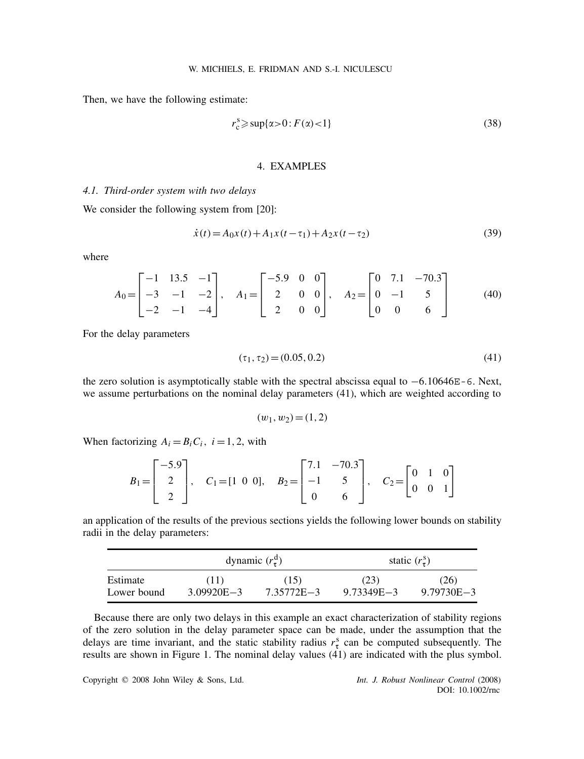Then, we have the following estimate:

$$r_c^s \geqslant \sup\{\alpha > 0 : F(\alpha) < 1\} \tag{38}$$

## 4. EXAMPLES

### 4.1. Third-order system with two delays

We consider the following system from [20]:

$$\dot{x}(t) = A_0 x(t) + A_1 x(t-\tau_1) + A_2 x(t-\tau_2) \tag{39}$$

where

$$A_0 = \begin{bmatrix} -1 & 13.5 & -1 \\ -3 & -1 & -2 \\ -2 & -1 & -4 \end{bmatrix}, \quad A_1 = \begin{bmatrix} -5.9 & 0 & 0 \\ 2 & 0 & 0 \\ 2 & 0 & 0 \end{bmatrix}, \quad A_2 = \begin{bmatrix} 0 & 7.1 & -70.3 \\ 0 & -1 & 5 \\ 0 & 0 & 6 \end{bmatrix} \tag{40}$$

For the delay parameters

$$(\tau_1, \tau_2) = (0.05, 0.2) \tag{41}$$

the zero solution is asymptotically stable with the spectral abscissa equal to $-6.10646\text{E-}6$. Next, we assume perturbations on the nominal delay parameters (41), which are weighted according to

$$(w_1, w_2) = (1, 2)$$

When factorizing $A_i = B_i C_i$, $i = 1, 2$, with

$$B_1 = \begin{bmatrix} -5.9 \\ 2 \\ 2 \end{bmatrix}, \quad C_1 = [1 \ \ 0 \ \ 0], \quad B_2 = \begin{bmatrix} 7.1 & -70.3 \\ -1 & 5 \\ 0 & 6 \end{bmatrix}, \quad C_2 = \begin{bmatrix} 0 & 1 & 0 \\ 0 & 0 & 1 \end{bmatrix}$$

an application of the results of the previous sections yields the following lower bounds on stability radii in the delay parameters:

| | dynamic ($r_\tau^d$) | | static ($r_\tau^s$) | |
|---|---|---|---|---|
| Estimate | (11) | (15) | (23) | (26) |
| Lower bound | 3.09920E−3 | 7.35772E−3 | 9.73349E−3 | 9.79730E−3 |

Because there are only two delays in this example an exact characterization of stability regions of the zero solution in the delay parameter space can be made, under the assumption that the delays are time invariant, and the static stability radius $r_\tau^s$ can be computed subsequently. The results are shown in Figure 1. The nominal delay values (41) are indicated with the plus symbol.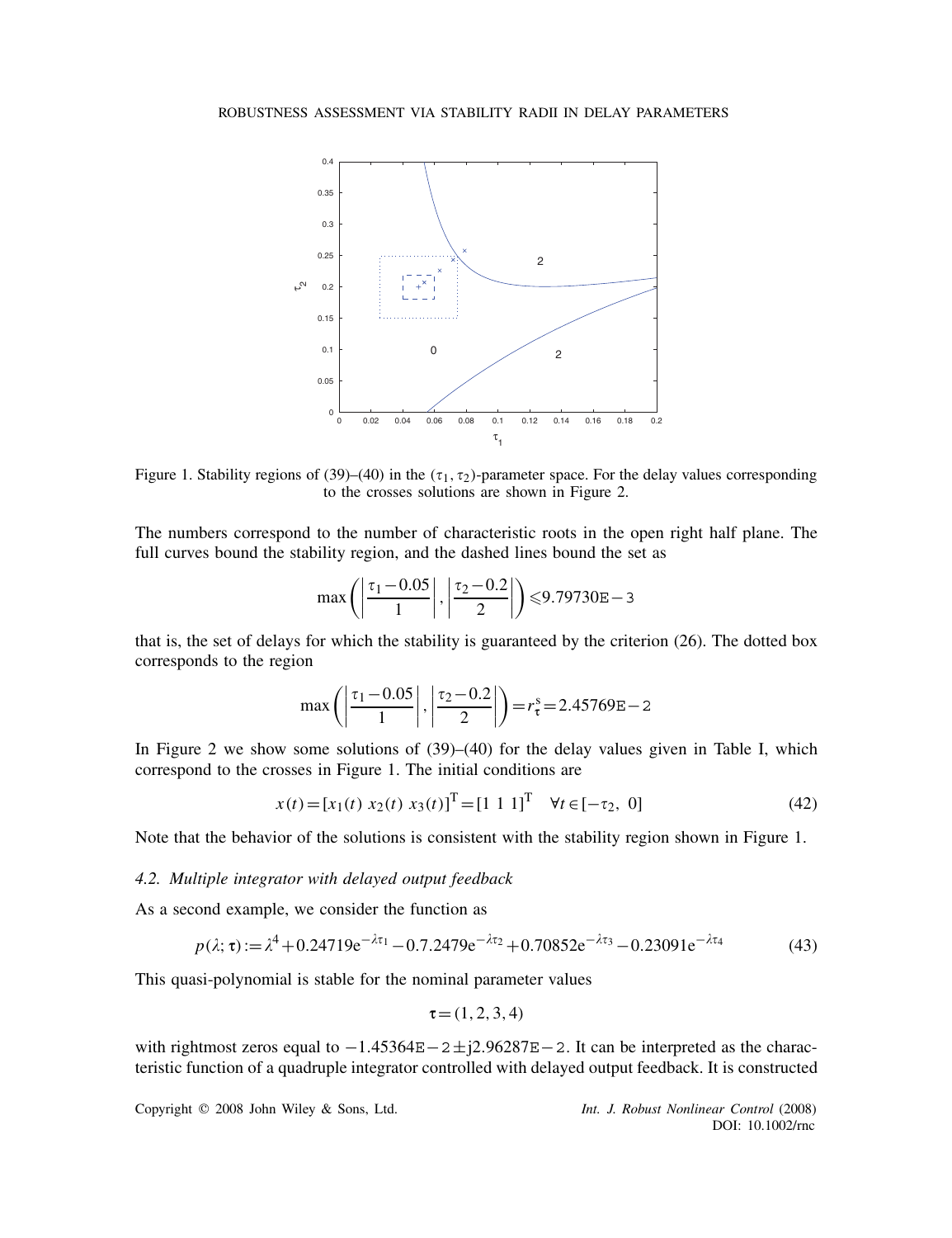Figure 1. Stability regions of (39)–(40) in the $(\tau_1, \tau_2)$-parameter space. For the delay values corresponding to the crosses solutions are shown in Figure 2.

The numbers correspond to the number of characteristic roots in the open right half plane. The full curves bound the stability region, and the dashed lines bound the set as

$$\max\left(\left|\frac{\tau_1 - 0.05}{1}\right|, \left|\frac{\tau_2 - 0.2}{2}\right|\right) \leqslant 9.79730\text{E}-3$$

that is, the set of delays for which the stability is guaranteed by the criterion (26). The dotted box corresponds to the region

$$\max\left(\left|\frac{\tau_1 - 0.05}{1}\right|, \left|\frac{\tau_2 - 0.2}{2}\right|\right) = r_{\boldsymbol{\tau}}^{\mathrm{s}} = 2.45769\text{E}-2$$

In Figure 2 we show some solutions of (39)–(40) for the delay values given in Table I, which correspond to the crosses in Figure 1. The initial conditions are

$$x(t) = [x_1(t)\ x_2(t)\ x_3(t)]^{\mathrm{T}} = [1\ 1\ 1]^{\mathrm{T}} \quad \forall t \in [-\tau_2,\ 0] \tag{42}$$

Note that the behavior of the solutions is consistent with the stability region shown in Figure 1.

### 4.2. Multiple integrator with delayed output feedback

As a second example, we consider the function as

$$p(\lambda; \boldsymbol{\tau}) := \lambda^4 + 0.24719\mathrm{e}^{-\lambda\tau_1} - 0.7.2479\mathrm{e}^{-\lambda\tau_2} + 0.70852\mathrm{e}^{-\lambda\tau_3} - 0.23091\mathrm{e}^{-\lambda\tau_4} \tag{43}$$

This quasi-polynomial is stable for the nominal parameter values

$$\boldsymbol{\tau} = (1, 2, 3, 4)$$

with rightmost zeros equal to $-1.45364\text{E}-2 \pm \mathrm{j}2.96287\text{E}-2$. It can be interpreted as the characteristic function of a quadruple integrator controlled with delayed output feedback. It is constructed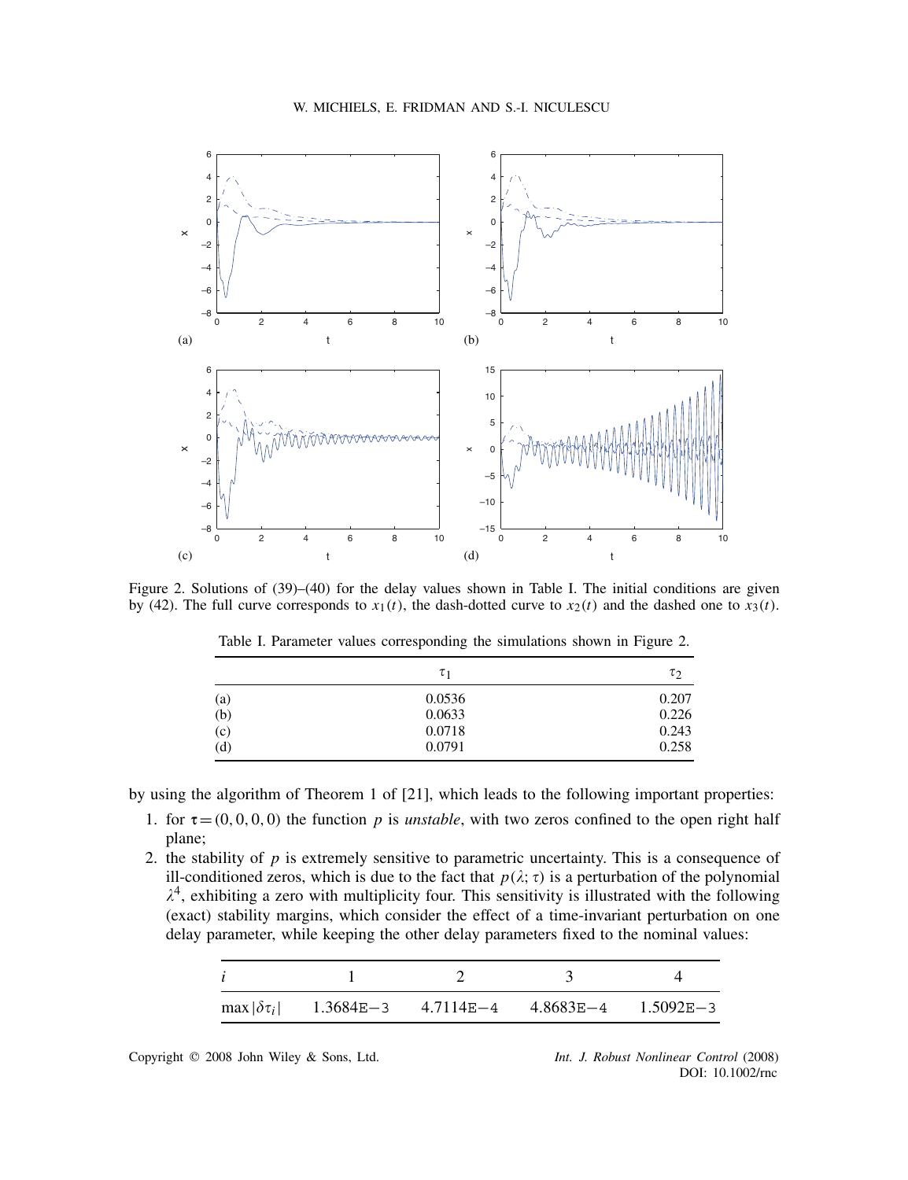Figure 2. Solutions of (39)–(40) for the delay values shown in Table I. The initial conditions are given by (42). The full curve corresponds to $x_1(t)$, the dash-dotted curve to $x_2(t)$ and the dashed one to $x_3(t)$.

Table I. Parameter values corresponding the simulations shown in Figure 2.

| | $\tau_1$ | $\tau_2$ |
|---|---|---|
| (a) | 0.0536 | 0.207 |
| (b) | 0.0633 | 0.226 |
| (c) | 0.0718 | 0.243 |
| (d) | 0.0791 | 0.258 |

by using the algorithm of Theorem 1 of [21], which leads to the following important properties:

1. for $\tau = (0, 0, 0, 0)$ the function $p$ is *unstable*, with two zeros confined to the open right half plane;
2. the stability of $p$ is extremely sensitive to parametric uncertainty. This is a consequence of ill-conditioned zeros, which is due to the fact that $p(\lambda; \tau)$ is a perturbation of the polynomial $\lambda^4$, exhibiting a zero with multiplicity four. This sensitivity is illustrated with the following (exact) stability margins, which consider the effect of a time-invariant perturbation on one delay parameter, while keeping the other delay parameters fixed to the nominal values:

| $i$ | 1 | 2 | 3 | 4 |
|---|---|---|---|---|
| $\max\lvert\delta\tau_i\rvert$ | 1.3684E−3 | 4.7114E−4 | 4.8683E−4 | 1.5092E−3 |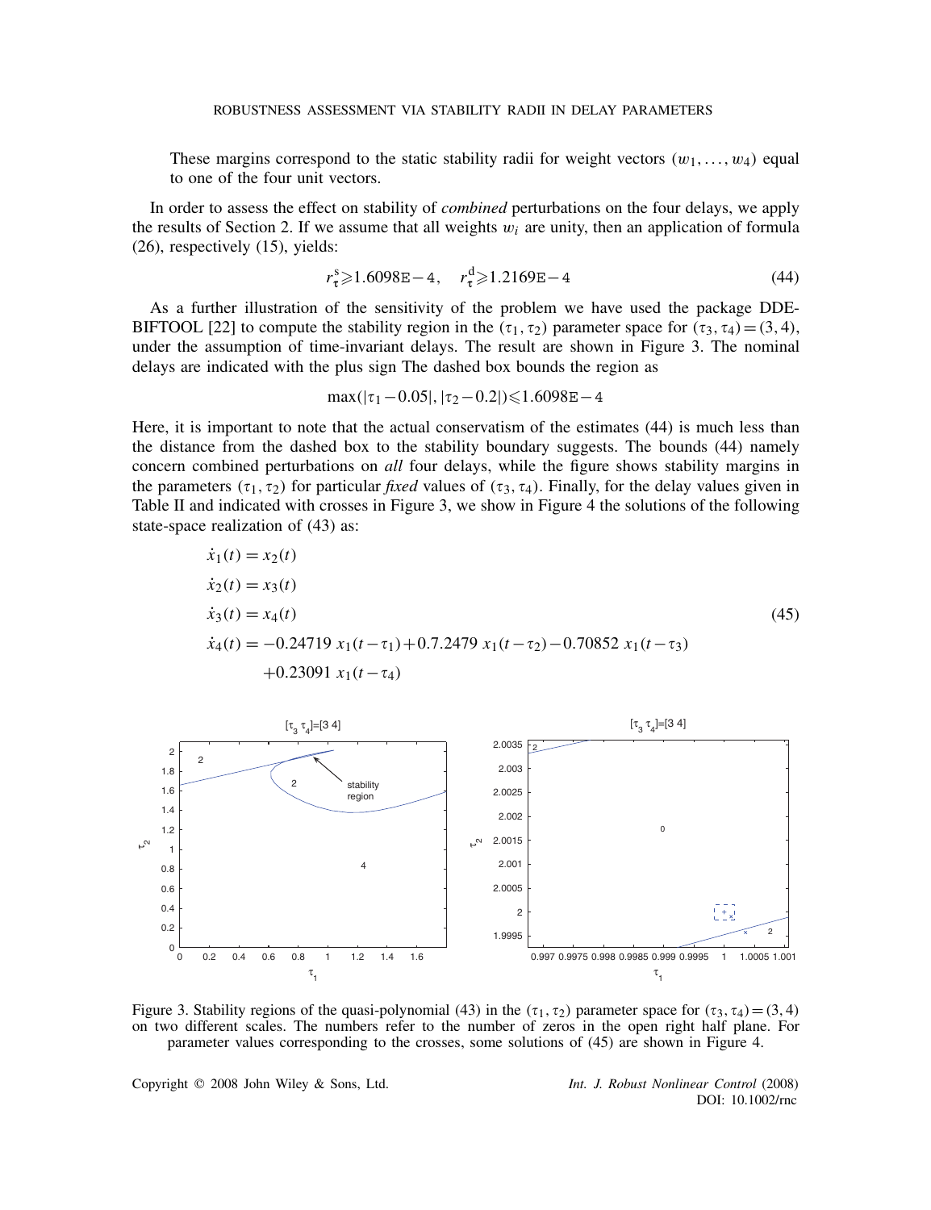These margins correspond to the static stability radii for weight vectors $(w_1, \ldots, w_4)$ equal to one of the four unit vectors.

In order to assess the effect on stability of *combined* perturbations on the four delays, we apply the results of Section 2. If we assume that all weights $w_i$ are unity, then an application of formula (26), respectively (15), yields:

$$r_{\boldsymbol{\tau}}^{\mathrm{s}} \geqslant 1.6098\mathrm{E}-4, \quad r_{\boldsymbol{\tau}}^{\mathrm{d}} \geqslant 1.2169\mathrm{E}-4 \tag{44}$$

As a further illustration of the sensitivity of the problem we have used the package DDE-BIFTOOL [22] to compute the stability region in the $(\tau_1, \tau_2)$ parameter space for $(\tau_3, \tau_4) = (3, 4)$, under the assumption of time-invariant delays. The result are shown in Figure 3. The nominal delays are indicated with the plus sign The dashed box bounds the region as

$$\max(|\tau_1 - 0.05|, |\tau_2 - 0.2|) \leqslant 1.6098\mathrm{E}-4$$

Here, it is important to note that the actual conservatism of the estimates (44) is much less than the distance from the dashed box to the stability boundary suggests. The bounds (44) namely concern combined perturbations on *all* four delays, while the figure shows stability margins in the parameters $(\tau_1, \tau_2)$ for particular *fixed* values of $(\tau_3, \tau_4)$. Finally, for the delay values given in Table II and indicated with crosses in Figure 3, we show in Figure 4 the solutions of the following state-space realization of (43) as:

$$\begin{aligned}
\dot{x}_1(t) &= x_2(t) \\
\dot{x}_2(t) &= x_3(t) \\
\dot{x}_3(t) &= x_4(t) \\
\dot{x}_4(t) &= -0.24719\, x_1(t-\tau_1) + 0.7.2479\, x_1(t-\tau_2) - 0.70852\, x_1(t-\tau_3) \\
&\quad + 0.23091\, x_1(t-\tau_4)
\end{aligned} \tag{45}$$

Figure 3. Stability regions of the quasi-polynomial (43) in the $(\tau_1, \tau_2)$ parameter space for $(\tau_3, \tau_4) = (3, 4)$ on two different scales. The numbers refer to the number of zeros in the open right half plane. For parameter values corresponding to the crosses, some solutions of (45) are shown in Figure 4.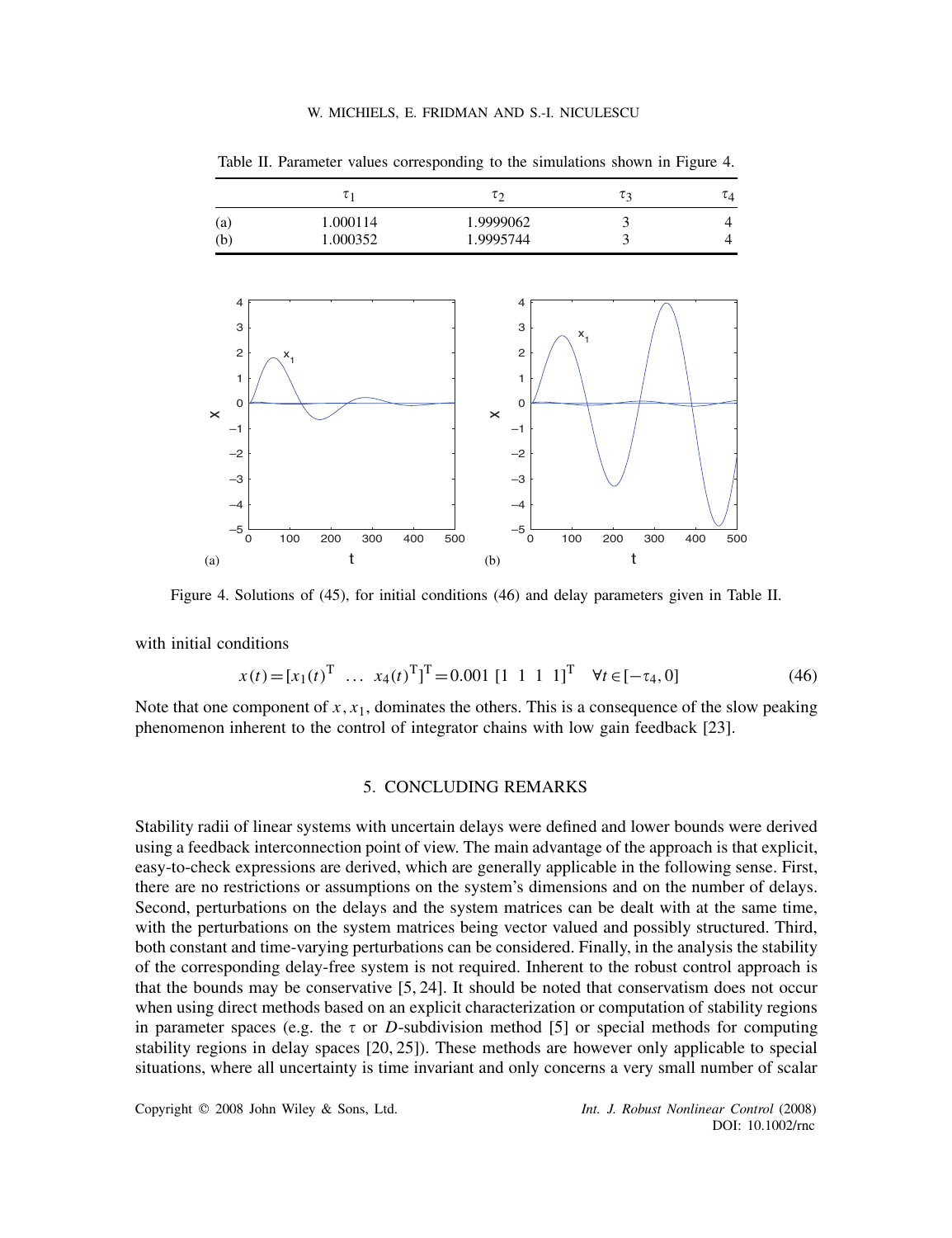Table II. Parameter values corresponding to the simulations shown in Figure 4.

| | $\tau_1$ | $\tau_2$ | $\tau_3$ | $\tau_4$ |
|---|---|---|---|---|
| (a) | 1.000114 | 1.9999062 | 3 | 4 |
| (b) | 1.000352 | 1.9995744 | 3 | 4 |

Figure 4. Solutions of (45), for initial conditions (46) and delay parameters given in Table II.

with initial conditions

$$x(t)=[x_1(t)^{\mathrm{T}} \ \ldots \ x_4(t)^{\mathrm{T}}]^{\mathrm{T}}=0.001 \ [1 \ 1 \ 1 \ 1]^{\mathrm{T}} \quad \forall t\in[-\tau_4,0] \tag{46}$$

Note that one component of $x$, $x_1$, dominates the others. This is a consequence of the slow peaking phenomenon inherent to the control of integrator chains with low gain feedback [23].

## 5. CONCLUDING REMARKS

Stability radii of linear systems with uncertain delays were defined and lower bounds were derived using a feedback interconnection point of view. The main advantage of the approach is that explicit, easy-to-check expressions are derived, which are generally applicable in the following sense. First, there are no restrictions or assumptions on the system's dimensions and on the number of delays. Second, perturbations on the delays and the system matrices can be dealt with at the same time, with the perturbations on the system matrices being vector valued and possibly structured. Third, both constant and time-varying perturbations can be considered. Finally, in the analysis the stability of the corresponding delay-free system is not required. Inherent to the robust control approach is that the bounds may be conservative [5, 24]. It should be noted that conservatism does not occur when using direct methods based on an explicit characterization or computation of stability regions in parameter spaces (e.g. the $\tau$ or $D$-subdivision method [5] or special methods for computing stability regions in delay spaces [20, 25]). These methods are however only applicable to special situations, where all uncertainty is time invariant and only concerns a very small number of scalar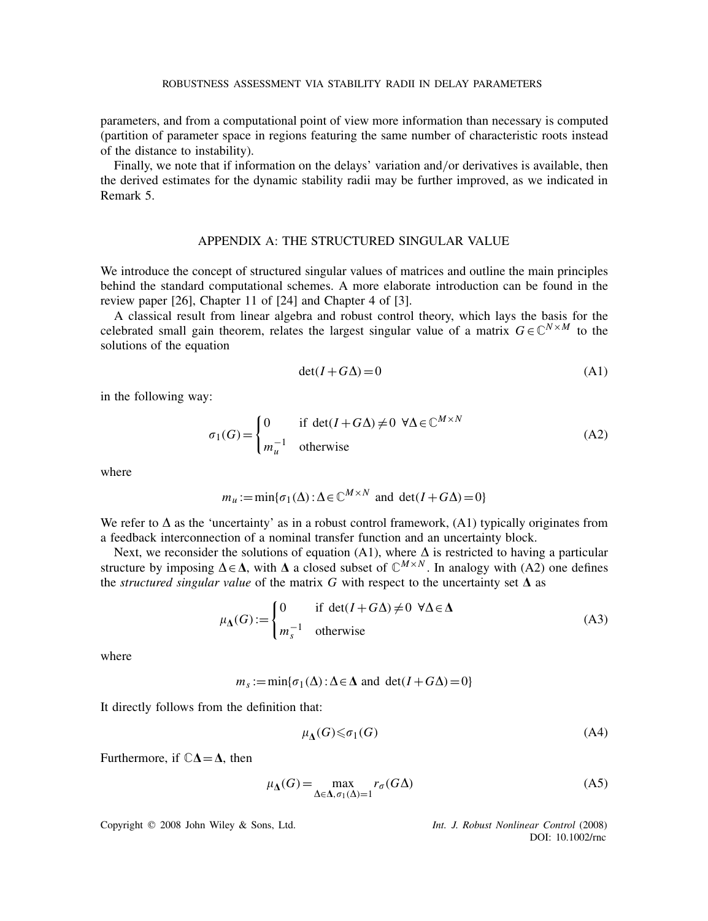parameters, and from a computational point of view more information than necessary is computed (partition of parameter space in regions featuring the same number of characteristic roots instead of the distance to instability).

Finally, we note that if information on the delays' variation and/or derivatives is available, then the derived estimates for the dynamic stability radii may be further improved, as we indicated in Remark 5.

## APPENDIX A: THE STRUCTURED SINGULAR VALUE

We introduce the concept of structured singular values of matrices and outline the main principles behind the standard computational schemes. A more elaborate introduction can be found in the review paper [26], Chapter 11 of [24] and Chapter 4 of [3].

A classical result from linear algebra and robust control theory, which lays the basis for the celebrated small gain theorem, relates the largest singular value of a matrix $G\in\mathbb{C}^{N\times M}$ to the solutions of the equation

$$\det(I+G\Delta)=0 \tag{A1}$$

in the following way:

$$\sigma_1(G)=\begin{cases}0 & \text{if } \det(I+G\Delta)\neq 0 \ \ \forall\Delta\in\mathbb{C}^{M\times N}\\ m_u^{-1} & \text{otherwise}\end{cases} \tag{A2}$$

where

$$m_u:=\min\{\sigma_1(\Delta):\Delta\in\mathbb{C}^{M\times N} \text{ and } \det(I+G\Delta)=0\}$$

We refer to $\Delta$ as the 'uncertainty' as in a robust control framework, (A1) typically originates from a feedback interconnection of a nominal transfer function and an uncertainty block.

Next, we reconsider the solutions of equation (A1), where $\Delta$ is restricted to having a particular structure by imposing $\Delta\in\mathbf{\Delta}$, with $\mathbf{\Delta}$ a closed subset of $\mathbb{C}^{M\times N}$. In analogy with (A2) one defines the *structured singular value* of the matrix $G$ with respect to the uncertainty set $\mathbf{\Delta}$ as

$$\mu_{\mathbf{\Delta}}(G):=\begin{cases}0 & \text{if } \det(I+G\Delta)\neq 0 \ \ \forall\Delta\in\mathbf{\Delta}\\ m_s^{-1} & \text{otherwise}\end{cases} \tag{A3}$$

where

$$m_s:=\min\{\sigma_1(\Delta):\Delta\in\mathbf{\Delta} \text{ and } \det(I+G\Delta)=0\}$$

It directly follows from the definition that:

$$\mu_{\mathbf{\Delta}}(G)\leqslant\sigma_1(G) \tag{A4}$$

Furthermore, if $\mathbb{C}\mathbf{\Delta}=\mathbf{\Delta}$, then

$$\mu_{\mathbf{\Delta}}(G)=\max_{\Delta\in\mathbf{\Delta},\sigma_1(\Delta)=1} r_\sigma(G\Delta) \tag{A5}$$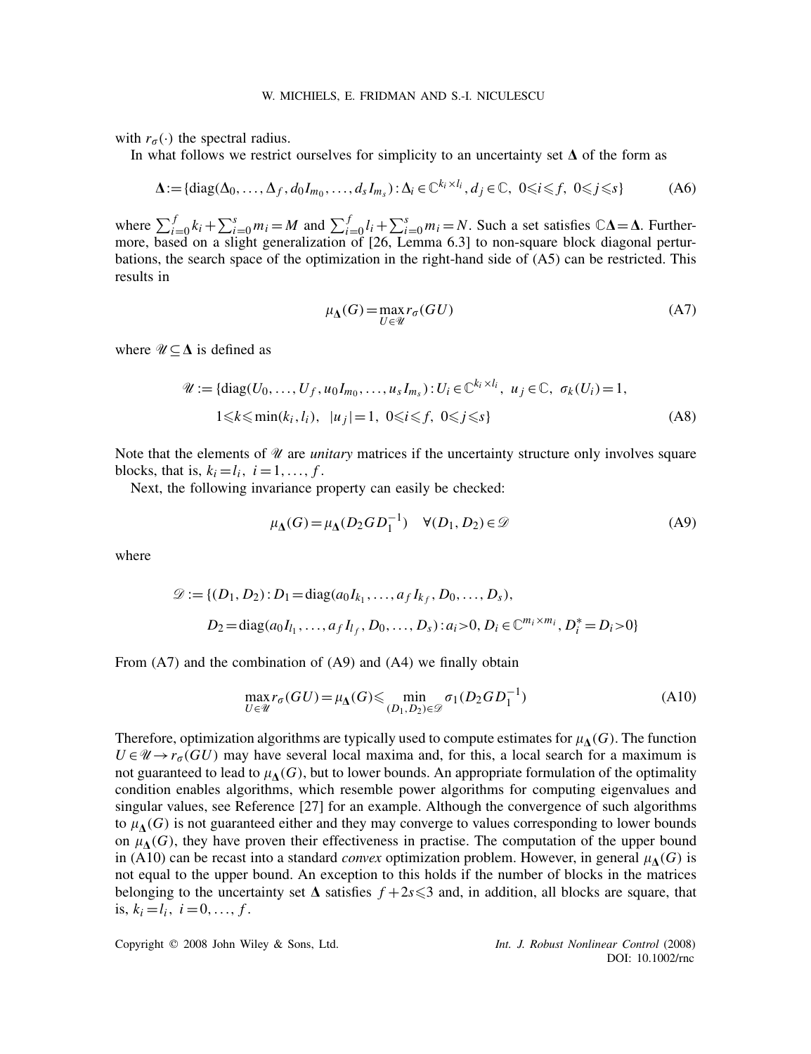with $r_\sigma(\cdot)$ the spectral radius.

In what follows we restrict ourselves for simplicity to an uncertainty set $\mathbf{\Delta}$ of the form as

$$\mathbf{\Delta} := \{\mathrm{diag}(\Delta_0, \ldots, \Delta_f, d_0 I_{m_0}, \ldots, d_s I_{m_s}) : \Delta_i \in \mathbb{C}^{k_i \times l_i}, d_j \in \mathbb{C},\ 0 \leqslant i \leqslant f,\ 0 \leqslant j \leqslant s\} \tag{A6}$$

where $\sum_{i=0}^{f} k_i + \sum_{i=0}^{s} m_i = M$ and $\sum_{i=0}^{f} l_i + \sum_{i=0}^{s} m_i = N$. Such a set satisfies $\mathbb{C}\mathbf{\Delta} = \mathbf{\Delta}$. Furthermore, based on a slight generalization of [26, Lemma 6.3] to non-square block diagonal perturbations, the search space of the optimization in the right-hand side of (A5) can be restricted. This results in

$$\mu_{\mathbf{\Delta}}(G) = \max_{U \in \mathscr{U}} r_\sigma(GU) \tag{A7}$$

where $\mathscr{U} \subseteq \mathbf{\Delta}$ is defined as

$$\begin{aligned}\mathscr{U} := \{&\mathrm{diag}(U_0, \ldots, U_f, u_0 I_{m_0}, \ldots, u_s I_{m_s}) : U_i \in \mathbb{C}^{k_i \times l_i},\ u_j \in \mathbb{C},\ \sigma_k(U_i) = 1, \\ &1 \leqslant k \leqslant \min(k_i, l_i),\ \ |u_j| = 1,\ 0 \leqslant i \leqslant f,\ 0 \leqslant j \leqslant s\}\end{aligned} \tag{A8}$$

Note that the elements of $\mathscr{U}$ are *unitary* matrices if the uncertainty structure only involves square blocks, that is, $k_i = l_i,\ i = 1, \ldots, f$.

Next, the following invariance property can easily be checked:

$$\mu_{\mathbf{\Delta}}(G) = \mu_{\mathbf{\Delta}}(D_2 G D_1^{-1}) \quad \forall (D_1, D_2) \in \mathscr{D} \tag{A9}$$

where

$$\begin{aligned}\mathscr{D} := \{&(D_1, D_2) : D_1 = \mathrm{diag}(a_0 I_{k_1}, \ldots, a_f I_{k_f}, D_0, \ldots, D_s), \\ &D_2 = \mathrm{diag}(a_0 I_{l_1}, \ldots, a_f I_{l_f}, D_0, \ldots, D_s) : a_i > 0, D_i \in \mathbb{C}^{m_i \times m_i}, D_i^* = D_i > 0\}\end{aligned}$$

From (A7) and the combination of (A9) and (A4) we finally obtain

$$\max_{U \in \mathscr{U}} r_\sigma(GU) = \mu_{\mathbf{\Delta}}(G) \leqslant \min_{(D_1, D_2) \in \mathscr{D}} \sigma_1(D_2 G D_1^{-1}) \tag{A10}$$

Therefore, optimization algorithms are typically used to compute estimates for $\mu_{\mathbf{\Delta}}(G)$. The function $U \in \mathscr{U} \rightarrow r_\sigma(GU)$ may have several local maxima and, for this, a local search for a maximum is not guaranteed to lead to $\mu_{\mathbf{\Delta}}(G)$, but to lower bounds. An appropriate formulation of the optimality condition enables algorithms, which resemble power algorithms for computing eigenvalues and singular values, see Reference [27] for an example. Although the convergence of such algorithms to $\mu_{\mathbf{\Delta}}(G)$ is not guaranteed either and they may converge to values corresponding to lower bounds on $\mu_{\mathbf{\Delta}}(G)$, they have proven their effectiveness in practise. The computation of the upper bound in (A10) can be recast into a standard *convex* optimization problem. However, in general $\mu_{\mathbf{\Delta}}(G)$ is not equal to the upper bound. An exception to this holds if the number of blocks in the matrices belonging to the uncertainty set $\mathbf{\Delta}$ satisfies $f + 2s \leqslant 3$ and, in addition, all blocks are square, that is, $k_i = l_i,\ i = 0, \ldots, f$.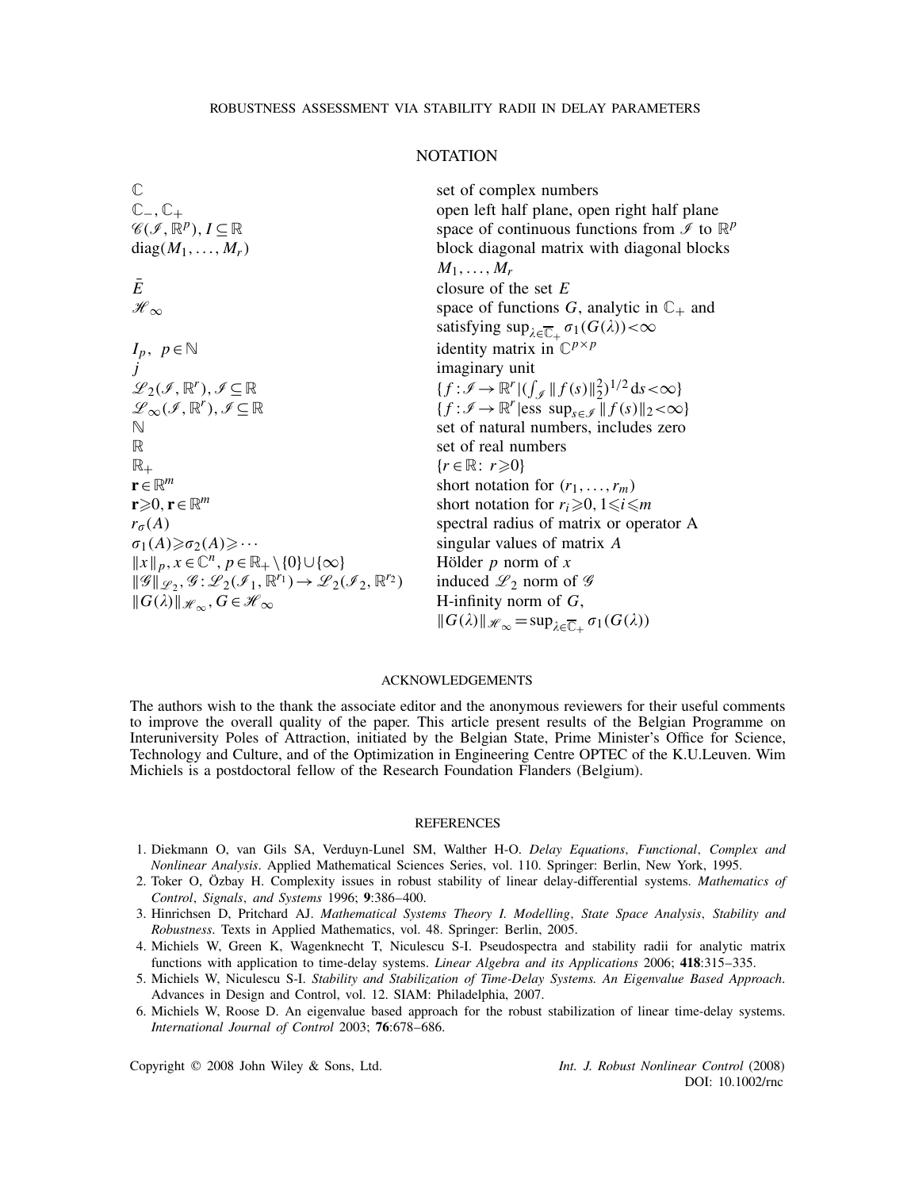## NOTATION

| | |
|---|---|
| $\mathbb{C}$ | set of complex numbers |
| $\mathbb{C}_-, \mathbb{C}_+$ | open left half plane, open right half plane |
| $\mathscr{C}(\mathscr{I}, \mathbb{R}^p), I \subseteq \mathbb{R}$ | space of continuous functions from $\mathscr{I}$ to $\mathbb{R}^p$ |
| $\mathrm{diag}(M_1, \ldots, M_r)$ | block diagonal matrix with diagonal blocks $M_1, \ldots, M_r$ |
| $\bar{E}$ | closure of the set $E$ |
| $\mathscr{H}_\infty$ | space of functions $G$, analytic in $\mathbb{C}_+$ and satisfying $\sup_{\lambda \in \overline{\mathbb{C}}_+} \sigma_1(G(\lambda)) < \infty$ |
| $I_p, \ p \in \mathbb{N}$ | identity matrix in $\mathbb{C}^{p \times p}$ |
| $j$ | imaginary unit |
| $\mathscr{L}_2(\mathscr{I}, \mathbb{R}^r), \mathscr{I} \subseteq \mathbb{R}$ | $\{f : \mathscr{I} \to \mathbb{R}^r \| (\int_{\mathscr{I}} \|f(s)\|_2^2)^{1/2} \, \mathrm{d}s < \infty\}$ |
| $\mathscr{L}_\infty(\mathscr{I}, \mathbb{R}^r), \mathscr{I} \subseteq \mathbb{R}$ | $\{f : \mathscr{I} \to \mathbb{R}^r \| \mathrm{ess\ sup}_{s \in \mathscr{I}} \|f(s)\|_2 < \infty\}$ |
| $\mathbb{N}$ | set of natural numbers, includes zero |
| $\mathbb{R}$ | set of real numbers |
| $\mathbb{R}_+$ | $\{r \in \mathbb{R} : \ r \geqslant 0\}$ |
| $\mathbf{r} \in \mathbb{R}^m$ | short notation for $(r_1, \ldots, r_m)$ |
| $\mathbf{r} \geqslant 0, \mathbf{r} \in \mathbb{R}^m$ | short notation for $r_i \geqslant 0, 1 \leqslant i \leqslant m$ |
| $r_\sigma(A)$ | spectral radius of matrix or operator A |
| $\sigma_1(A) \geqslant \sigma_2(A) \geqslant \cdots$ | singular values of matrix $A$ |
| $\|x\|_p, x \in \mathbb{C}^n, p \in \mathbb{R}_+ \setminus \{0\} \cup \{\infty\}$ | Hölder $p$ norm of $x$ |
| $\|\mathscr{G}\|_{\mathscr{L}_2}, \mathscr{G} : \mathscr{L}_2(\mathscr{I}_1, \mathbb{R}^{r_1}) \to \mathscr{L}_2(\mathscr{I}_2, \mathbb{R}^{r_2})$ | induced $\mathscr{L}_2$ norm of $\mathscr{G}$ |
| $\|G(\lambda)\|_{\mathscr{H}_\infty}, G \in \mathscr{H}_\infty$ | H-infinity norm of $G$, $\|G(\lambda)\|_{\mathscr{H}_\infty} = \sup_{\lambda \in \overline{\mathbb{C}}_+} \sigma_1(G(\lambda))$ |

## ACKNOWLEDGEMENTS

The authors wish to the thank the associate editor and the anonymous reviewers for their useful comments to improve the overall quality of the paper. This article present results of the Belgian Programme on Interuniversity Poles of Attraction, initiated by the Belgian State, Prime Minister's Office for Science, Technology and Culture, and of the Optimization in Engineering Centre OPTEC of the K.U.Leuven. Wim Michiels is a postdoctoral fellow of the Research Foundation Flanders (Belgium).

## REFERENCES

1. Diekmann O, van Gils SA, Verduyn-Lunel SM, Walther H-O. *Delay Equations*, *Functional*, *Complex and Nonlinear Analysis*. Applied Mathematical Sciences Series, vol. 110. Springer: Berlin, New York, 1995.
2. Toker O, Özbay H. Complexity issues in robust stability of linear delay-differential systems. *Mathematics of Control*, *Signals*, *and Systems* 1996; **9**:386–400.
3. Hinrichsen D, Pritchard AJ. *Mathematical Systems Theory I. Modelling*, *State Space Analysis*, *Stability and Robustness*. Texts in Applied Mathematics, vol. 48. Springer: Berlin, 2005.
4. Michiels W, Green K, Wagenknecht T, Niculescu S-I. Pseudospectra and stability radii for analytic matrix functions with application to time-delay systems. *Linear Algebra and its Applications* 2006; **418**:315–335.
5. Michiels W, Niculescu S-I. *Stability and Stabilization of Time-Delay Systems. An Eigenvalue Based Approach*. Advances in Design and Control, vol. 12. SIAM: Philadelphia, 2007.
6. Michiels W, Roose D. An eigenvalue based approach for the robust stabilization of linear time-delay systems. *International Journal of Control* 2003; **76**:678–686.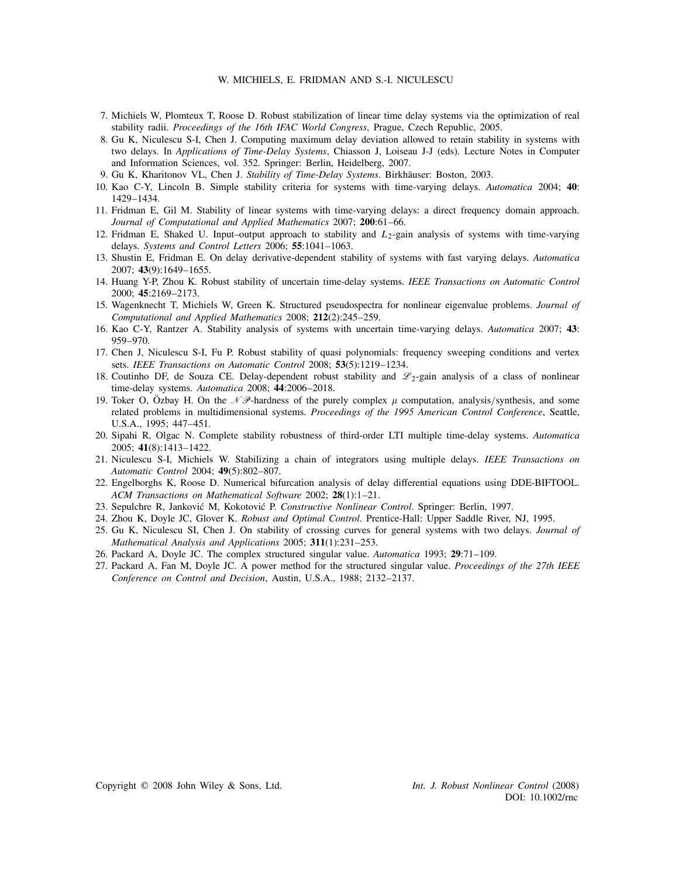7. Michiels W, Plomteux T, Roose D. Robust stabilization of linear time delay systems via the optimization of real stability radii. *Proceedings of the 16th IFAC World Congress*, Prague, Czech Republic, 2005.
8. Gu K, Niculescu S-I, Chen J. Computing maximum delay deviation allowed to retain stability in systems with two delays. In *Applications of Time-Delay Systems*, Chiasson J, Loiseau J-J (eds). Lecture Notes in Computer and Information Sciences, vol. 352. Springer: Berlin, Heidelberg, 2007.
9. Gu K, Kharitonov VL, Chen J. *Stability of Time-Delay Systems*. Birkhäuser: Boston, 2003.
10. Kao C-Y, Lincoln B. Simple stability criteria for systems with time-varying delays. *Automatica* 2004; **40**: 1429–1434.
11. Fridman E, Gil M. Stability of linear systems with time-varying delays: a direct frequency domain approach. *Journal of Computational and Applied Mathematics* 2007; **200**:61–66.
12. Fridman E, Shaked U. Input–output approach to stability and $L_2$-gain analysis of systems with time-varying delays. *Systems and Control Letters* 2006; **55**:1041–1063.
13. Shustin E, Fridman E. On delay derivative-dependent stability of systems with fast varying delays. *Automatica* 2007; **43**(9):1649–1655.
14. Huang Y-P, Zhou K. Robust stability of uncertain time-delay systems. *IEEE Transactions on Automatic Control* 2000; **45**:2169–2173.
15. Wagenknecht T, Michiels W, Green K. Structured pseudospectra for nonlinear eigenvalue problems. *Journal of Computational and Applied Mathematics* 2008; **212**(2):245–259.
16. Kao C-Y, Rantzer A. Stability analysis of systems with uncertain time-varying delays. *Automatica* 2007; **43**: 959–970.
17. Chen J, Niculescu S-I, Fu P. Robust stability of quasi polynomials: frequency sweeping conditions and vertex sets. *IEEE Transactions on Automatic Control* 2008; **53**(5):1219–1234.
18. Coutinho DF, de Souza CE. Delay-dependent robust stability and $\mathscr{L}_2$-gain analysis of a class of nonlinear time-delay systems. *Automatica* 2008; **44**:2006–2018.
19. Toker O, Özbay H. On the $\mathscr{NP}$-hardness of the purely complex $\mu$ computation, analysis/synthesis, and some related problems in multidimensional systems. *Proceedings of the 1995 American Control Conference*, Seattle, U.S.A., 1995; 447–451.
20. Sipahi R, Olgac N. Complete stability robustness of third-order LTI multiple time-delay systems. *Automatica* 2005; **41**(8):1413–1422.
21. Niculescu S-I, Michiels W. Stabilizing a chain of integrators using multiple delays. *IEEE Transactions on Automatic Control* 2004; **49**(5):802–807.
22. Engelborghs K, Roose D. Numerical bifurcation analysis of delay differential equations using DDE-BIFTOOL. *ACM Transactions on Mathematical Software* 2002; **28**(1):1–21.
23. Sepulchre R, Janković M, Kokotović P. *Constructive Nonlinear Control*. Springer: Berlin, 1997.
24. Zhou K, Doyle JC, Glover K. *Robust and Optimal Control*. Prentice-Hall: Upper Saddle River, NJ, 1995.
25. Gu K, Niculescu SI, Chen J. On stability of crossing curves for general systems with two delays. *Journal of Mathematical Analysis and Applications* 2005; **311**(1):231–253.
26. Packard A, Doyle JC. The complex structured singular value. *Automatica* 1993; **29**:71–109.
27. Packard A, Fan M, Doyle JC. A power method for the structured singular value. *Proceedings of the 27th IEEE Conference on Control and Decision*, Austin, U.S.A., 1988; 2132–2137.